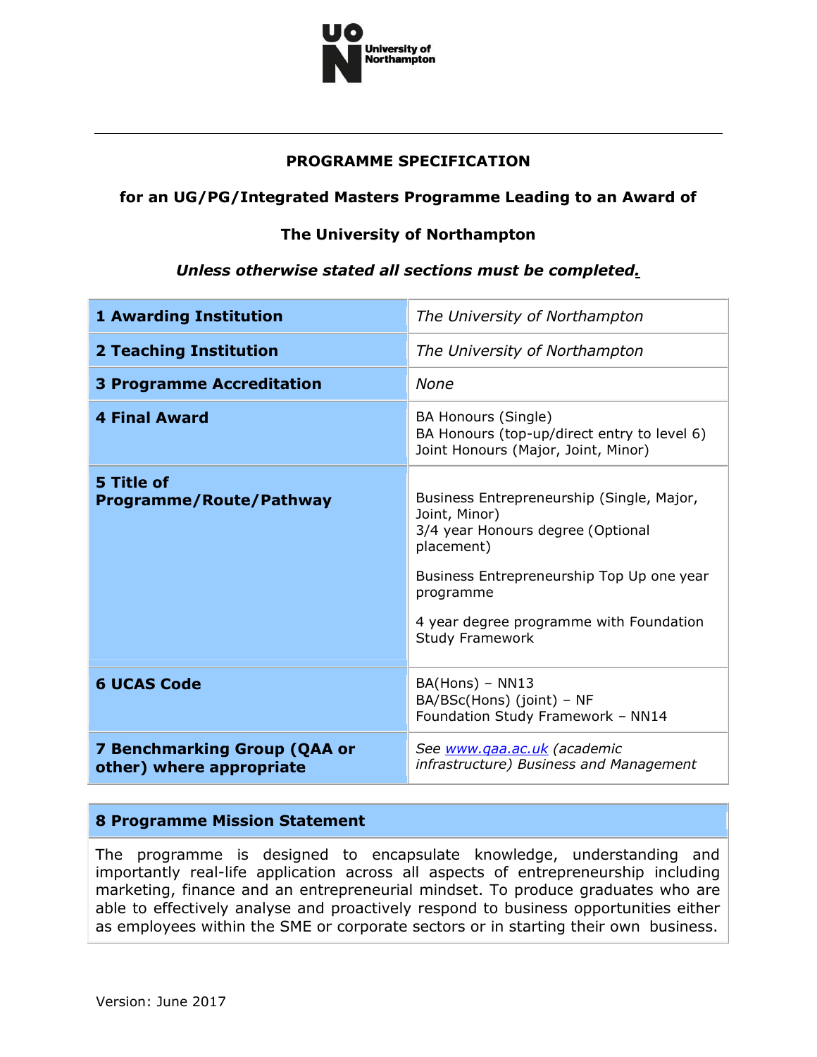University of Northampton

**PROGRAMME SPECIFICATION**

**for an UG/PG/Integrated Masters Programme Leading to an Award of**

**The University of Northampton**

***Unless otherwise stated all sections must be completed.***

| | |
|---|---|
| **1 Awarding Institution** | *The University of Northampton* |
| **2 Teaching Institution** | *The University of Northampton* |
| **3 Programme Accreditation** | *None* |
| **4 Final Award** | BA Honours (Single)<br>BA Honours (top-up/direct entry to level 6)<br>Joint Honours (Major, Joint, Minor) |
| **5 Title of Programme/Route/Pathway** | Business Entrepreneurship (Single, Major, Joint, Minor)<br>3/4 year Honours degree (Optional placement)<br><br>Business Entrepreneurship Top Up one year programme<br><br>4 year degree programme with Foundation Study Framework |
| **6 UCAS Code** | BA(Hons) – NN13<br>BA/BSc(Hons) (joint) – NF<br>Foundation Study Framework – NN14 |
| **7 Benchmarking Group (QAA or other) where appropriate** | *See www.qaa.ac.uk (academic infrastructure) Business and Management* |

## 8 Programme Mission Statement

The programme is designed to encapsulate knowledge, understanding and importantly real-life application across all aspects of entrepreneurship including marketing, finance and an entrepreneurial mindset. To produce graduates who are able to effectively analyse and proactively respond to business opportunities either as employees within the SME or corporate sectors or in starting their own business.

Version: June 2017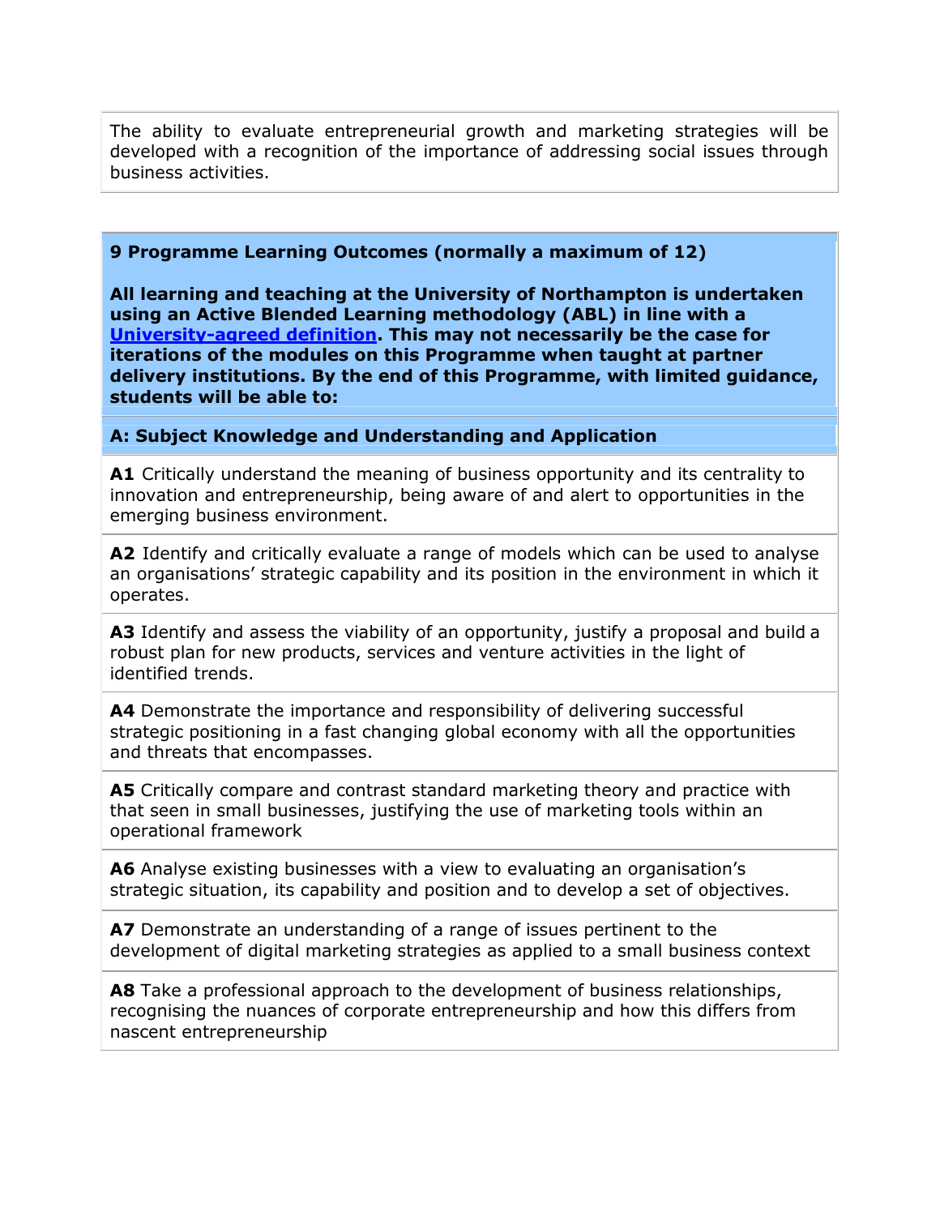The ability to evaluate entrepreneurial growth and marketing strategies will be developed with a recognition of the importance of addressing social issues through business activities.

## 9 Programme Learning Outcomes (normally a maximum of 12)

**All learning and teaching at the University of Northampton is undertaken using an Active Blended Learning methodology (ABL) in line with a University-agreed definition. This may not necessarily be the case for iterations of the modules on this Programme when taught at partner delivery institutions. By the end of this Programme, with limited guidance, students will be able to:**

### A: Subject Knowledge and Understanding and Application

**A1** Critically understand the meaning of business opportunity and its centrality to innovation and entrepreneurship, being aware of and alert to opportunities in the emerging business environment.

**A2** Identify and critically evaluate a range of models which can be used to analyse an organisations' strategic capability and its position in the environment in which it operates.

**A3** Identify and assess the viability of an opportunity, justify a proposal and build a robust plan for new products, services and venture activities in the light of identified trends.

**A4** Demonstrate the importance and responsibility of delivering successful strategic positioning in a fast changing global economy with all the opportunities and threats that encompasses.

**A5** Critically compare and contrast standard marketing theory and practice with that seen in small businesses, justifying the use of marketing tools within an operational framework

**A6** Analyse existing businesses with a view to evaluating an organisation's strategic situation, its capability and position and to develop a set of objectives.

**A7** Demonstrate an understanding of a range of issues pertinent to the development of digital marketing strategies as applied to a small business context

**A8** Take a professional approach to the development of business relationships, recognising the nuances of corporate entrepreneurship and how this differs from nascent entrepreneurship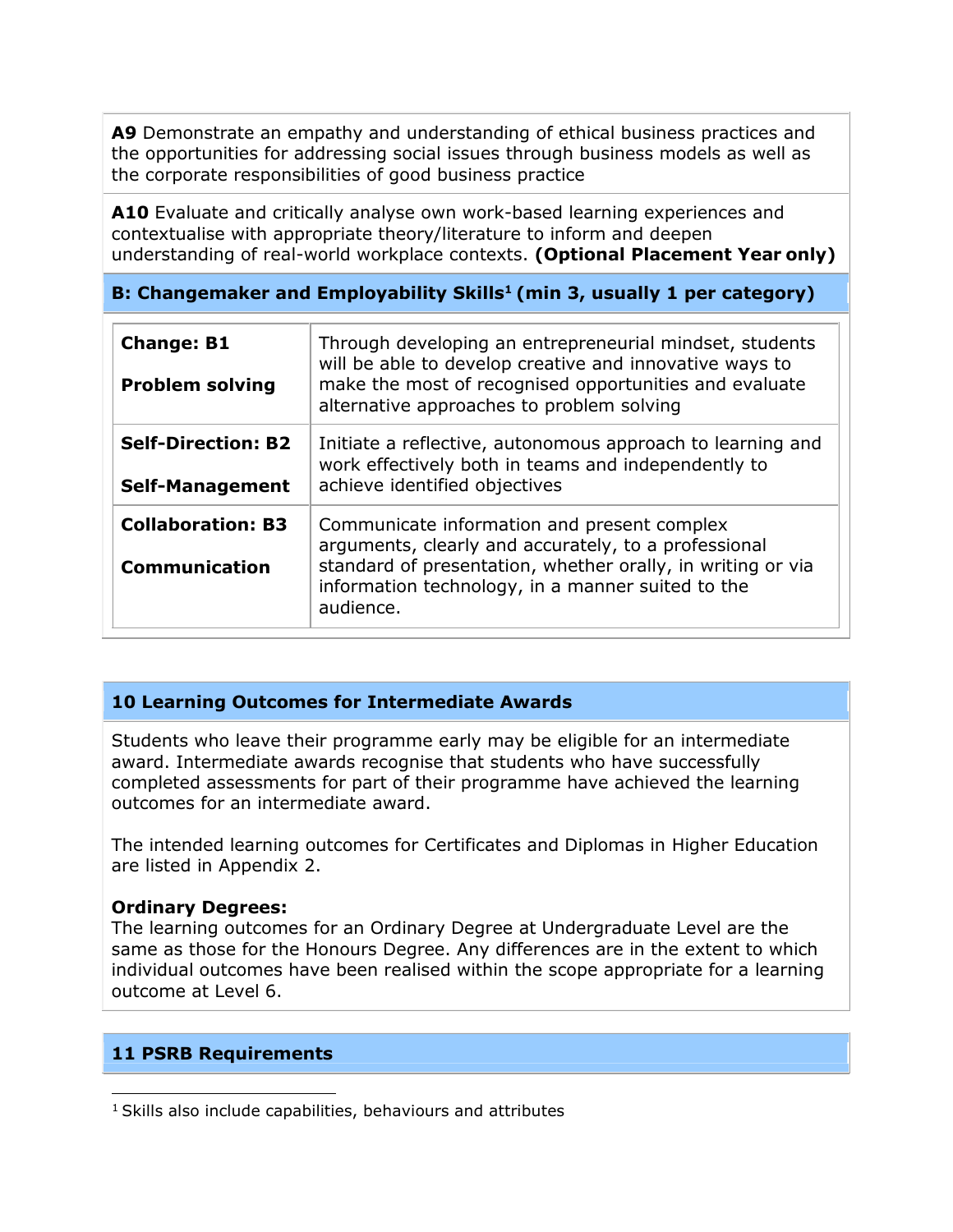**A9** Demonstrate an empathy and understanding of ethical business practices and the opportunities for addressing social issues through business models as well as the corporate responsibilities of good business practice

**A10** Evaluate and critically analyse own work-based learning experiences and contextualise with appropriate theory/literature to inform and deepen understanding of real-world workplace contexts. **(Optional Placement Year only)**

### B: Changemaker and Employability Skills[1] (min 3, usually 1 per category)

| | |
|---|---|
| **Change: B1**<br><br>**Problem solving** | Through developing an entrepreneurial mindset, students will be able to develop creative and innovative ways to make the most of recognised opportunities and evaluate alternative approaches to problem solving |
| **Self-Direction: B2**<br><br>**Self-Management** | Initiate a reflective, autonomous approach to learning and work effectively both in teams and independently to achieve identified objectives |
| **Collaboration: B3**<br><br>**Communication** | Communicate information and present complex arguments, clearly and accurately, to a professional standard of presentation, whether orally, in writing or via information technology, in a manner suited to the audience. |

## 10 Learning Outcomes for Intermediate Awards

Students who leave their programme early may be eligible for an intermediate award. Intermediate awards recognise that students who have successfully completed assessments for part of their programme have achieved the learning outcomes for an intermediate award.

The intended learning outcomes for Certificates and Diplomas in Higher Education are listed in Appendix 2.

**Ordinary Degrees:**
The learning outcomes for an Ordinary Degree at Undergraduate Level are the same as those for the Honours Degree. Any differences are in the extent to which individual outcomes have been realised within the scope appropriate for a learning outcome at Level 6.

## 11 PSRB Requirements

[1] Skills also include capabilities, behaviours and attributes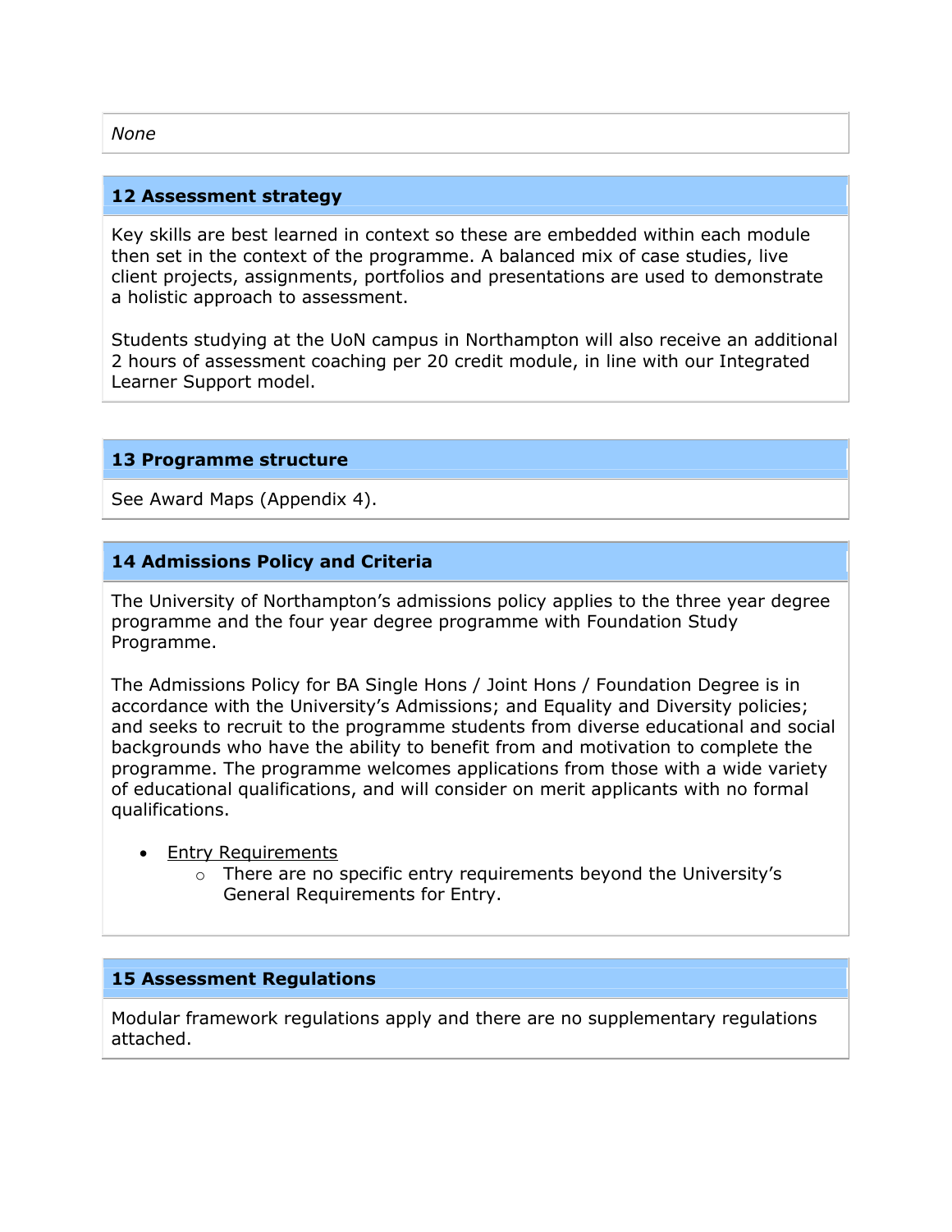*None*

## 12 Assessment strategy

Key skills are best learned in context so these are embedded within each module then set in the context of the programme. A balanced mix of case studies, live client projects, assignments, portfolios and presentations are used to demonstrate a holistic approach to assessment.

Students studying at the UoN campus in Northampton will also receive an additional 2 hours of assessment coaching per 20 credit module, in line with our Integrated Learner Support model.

## 13 Programme structure

See Award Maps (Appendix 4).

## 14 Admissions Policy and Criteria

The University of Northampton's admissions policy applies to the three year degree programme and the four year degree programme with Foundation Study Programme.

The Admissions Policy for BA Single Hons / Joint Hons / Foundation Degree is in accordance with the University's Admissions; and Equality and Diversity policies; and seeks to recruit to the programme students from diverse educational and social backgrounds who have the ability to benefit from and motivation to complete the programme. The programme welcomes applications from those with a wide variety of educational qualifications, and will consider on merit applicants with no formal qualifications.

- Entry Requirements
  - There are no specific entry requirements beyond the University's General Requirements for Entry.

## 15 Assessment Regulations

Modular framework regulations apply and there are no supplementary regulations attached.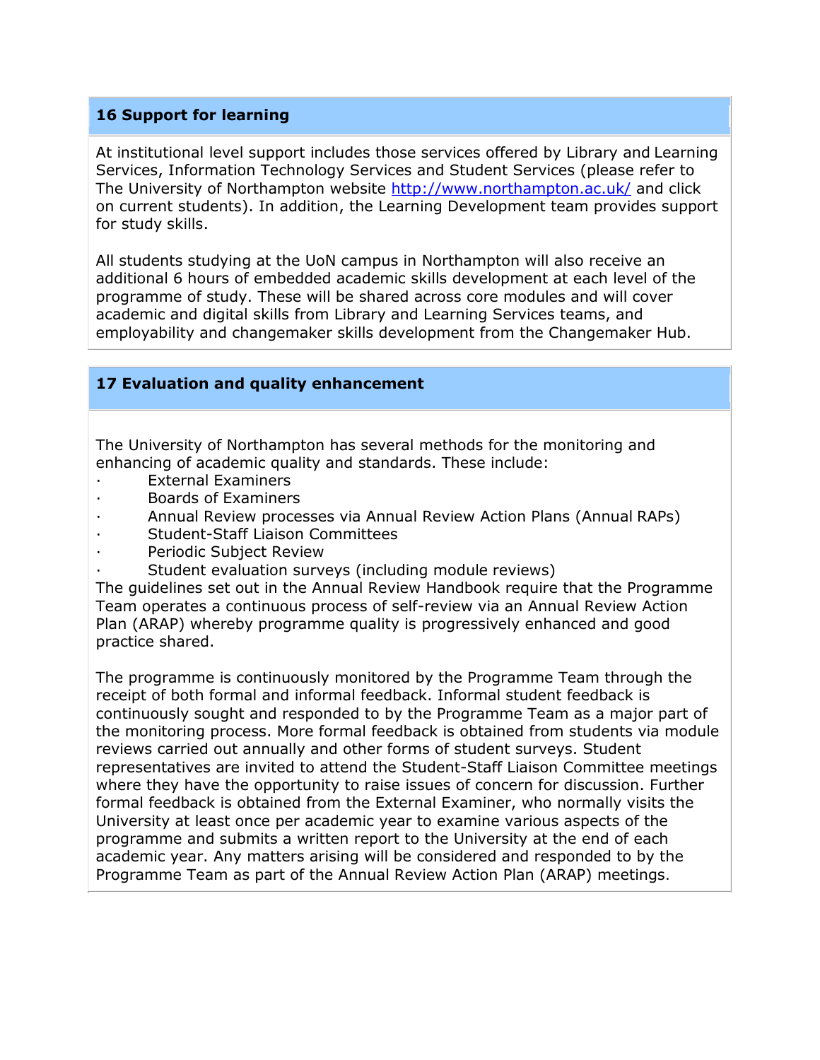## 16 Support for learning

At institutional level support includes those services offered by Library and Learning Services, Information Technology Services and Student Services (please refer to The University of Northampton website http://www.northampton.ac.uk/ and click on current students). In addition, the Learning Development team provides support for study skills.

All students studying at the UoN campus in Northampton will also receive an additional 6 hours of embedded academic skills development at each level of the programme of study. These will be shared across core modules and will cover academic and digital skills from Library and Learning Services teams, and employability and changemaker skills development from the Changemaker Hub.

## 17 Evaluation and quality enhancement

The University of Northampton has several methods for the monitoring and enhancing of academic quality and standards. These include:

- External Examiners
- Boards of Examiners
- Annual Review processes via Annual Review Action Plans (Annual RAPs)
- Student-Staff Liaison Committees
- Periodic Subject Review
- Student evaluation surveys (including module reviews)

The guidelines set out in the Annual Review Handbook require that the Programme Team operates a continuous process of self-review via an Annual Review Action Plan (ARAP) whereby programme quality is progressively enhanced and good practice shared.

The programme is continuously monitored by the Programme Team through the receipt of both formal and informal feedback. Informal student feedback is continuously sought and responded to by the Programme Team as a major part of the monitoring process. More formal feedback is obtained from students via module reviews carried out annually and other forms of student surveys. Student representatives are invited to attend the Student-Staff Liaison Committee meetings where they have the opportunity to raise issues of concern for discussion. Further formal feedback is obtained from the External Examiner, who normally visits the University at least once per academic year to examine various aspects of the programme and submits a written report to the University at the end of each academic year. Any matters arising will be considered and responded to by the Programme Team as part of the Annual Review Action Plan (ARAP) meetings.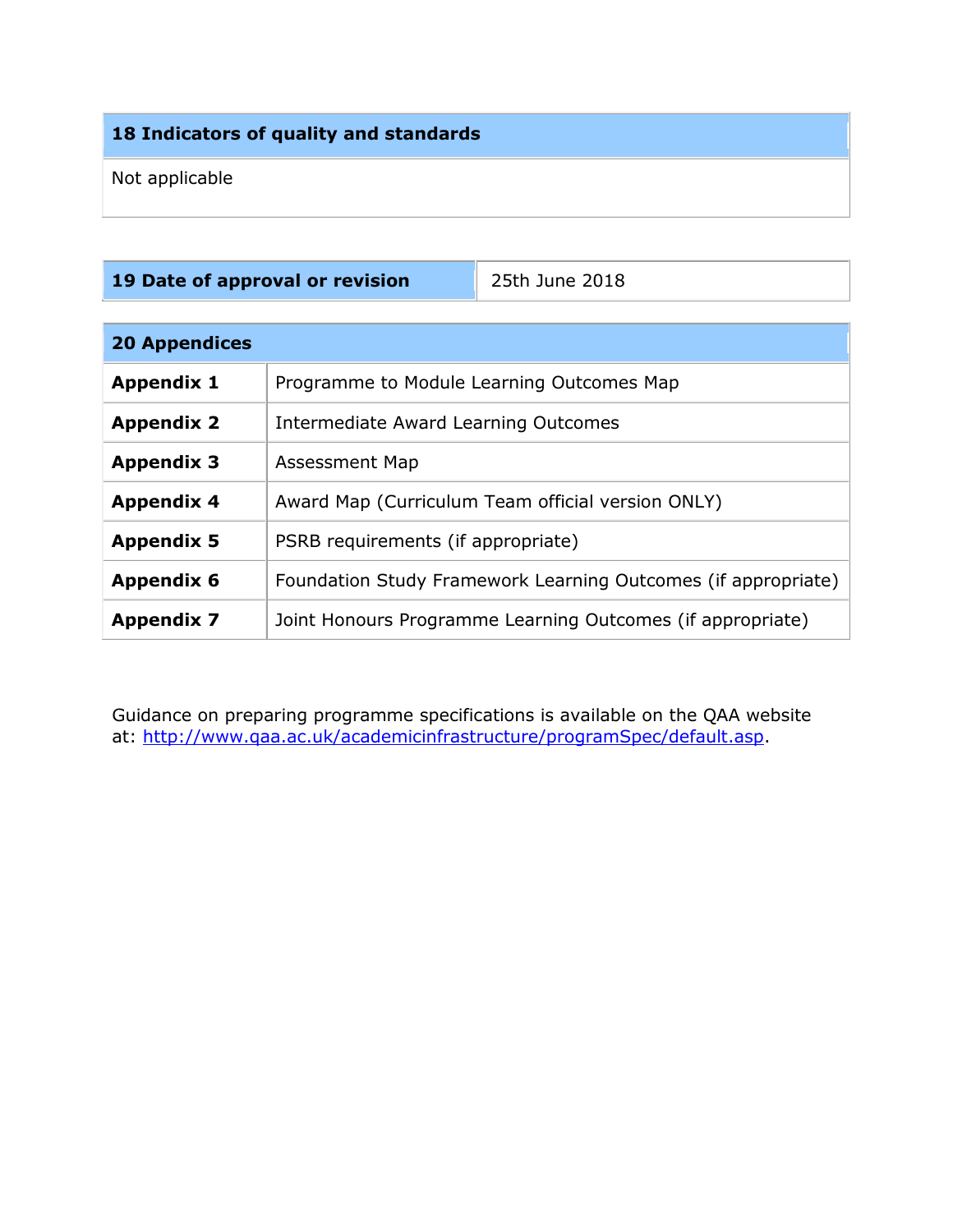## 18 Indicators of quality and standards

Not applicable

| **19 Date of approval or revision** | 25th June 2018 |
| --- | --- |

## 20 Appendices

| | |
| --- | --- |
| **Appendix 1** | Programme to Module Learning Outcomes Map |
| **Appendix 2** | Intermediate Award Learning Outcomes |
| **Appendix 3** | Assessment Map |
| **Appendix 4** | Award Map (Curriculum Team official version ONLY) |
| **Appendix 5** | PSRB requirements (if appropriate) |
| **Appendix 6** | Foundation Study Framework Learning Outcomes (if appropriate) |
| **Appendix 7** | Joint Honours Programme Learning Outcomes (if appropriate) |

Guidance on preparing programme specifications is available on the QAA website at: [http://www.qaa.ac.uk/academicinfrastructure/programSpec/default.asp](http://www.qaa.ac.uk/academicinfrastructure/programSpec/default.asp).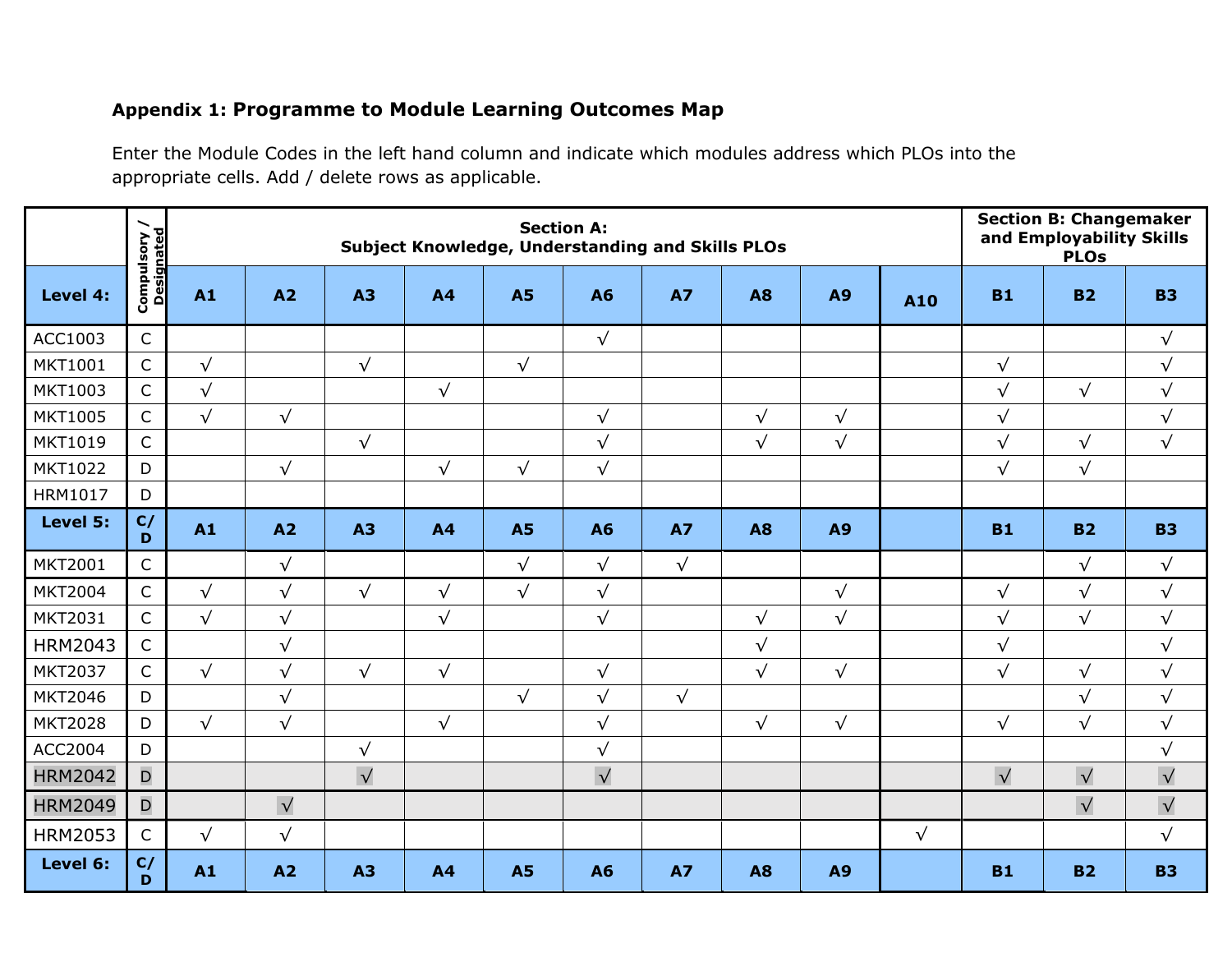**Appendix 1: Programme to Module Learning Outcomes Map**

Enter the Module Codes in the left hand column and indicate which modules address which PLOs into the appropriate cells. Add / delete rows as applicable.

| | Compulsory / Designated | Section A: Subject Knowledge, Understanding and Skills PLOs | | | | | | | | | | Section B: Changemaker and Employability Skills PLOs | | |
|---|---|---|---|---|---|---|---|---|---|---|---|---|---|---|
| **Level 4:** | | **A1** | **A2** | **A3** | **A4** | **A5** | **A6** | **A7** | **A8** | **A9** | **A10** | **B1** | **B2** | **B3** |
| ACC1003 | C | | | | | | √ | | | | | | | √ |
| MKT1001 | C | √ | | √ | | √ | | | | | | √ | | √ |
| MKT1003 | C | √ | | | √ | | | | | | | √ | √ | √ |
| MKT1005 | C | √ | √ | | | | √ | | √ | √ | | √ | | √ |
| MKT1019 | C | | | √ | | | √ | | √ | √ | | √ | √ | √ |
| MKT1022 | D | | √ | | √ | √ | √ | | | | | √ | √ | |
| HRM1017 | D | | | | | | | | | | | | | |
| **Level 5:** | **C/D** | **A1** | **A2** | **A3** | **A4** | **A5** | **A6** | **A7** | **A8** | **A9** | | **B1** | **B2** | **B3** |
| MKT2001 | C | | √ | | | √ | √ | √ | | | | | √ | √ |
| MKT2004 | C | √ | √ | √ | √ | √ | √ | | | √ | | √ | √ | √ |
| MKT2031 | C | √ | √ | | √ | | √ | | √ | √ | | √ | √ | √ |
| HRM2043 | C | | √ | | | | | | √ | | | √ | | √ |
| MKT2037 | C | √ | √ | √ | √ | | √ | | √ | √ | | √ | √ | √ |
| MKT2046 | D | | √ | | | √ | √ | √ | | | | | √ | √ |
| MKT2028 | D | √ | √ | | √ | | √ | | √ | √ | | √ | √ | √ |
| ACC2004 | D | | | √ | | | √ | | | | | | | √ |
| HRM2042 | D | | | √ | | | √ | | | | | √ | √ | √ |
| HRM2049 | D | | √ | | | | | | | | | | √ | √ |
| HRM2053 | C | √ | √ | | | | | | | | √ | | | √ |
| **Level 6:** | **C/D** | **A1** | **A2** | **A3** | **A4** | **A5** | **A6** | **A7** | **A8** | **A9** | | **B1** | **B2** | **B3** |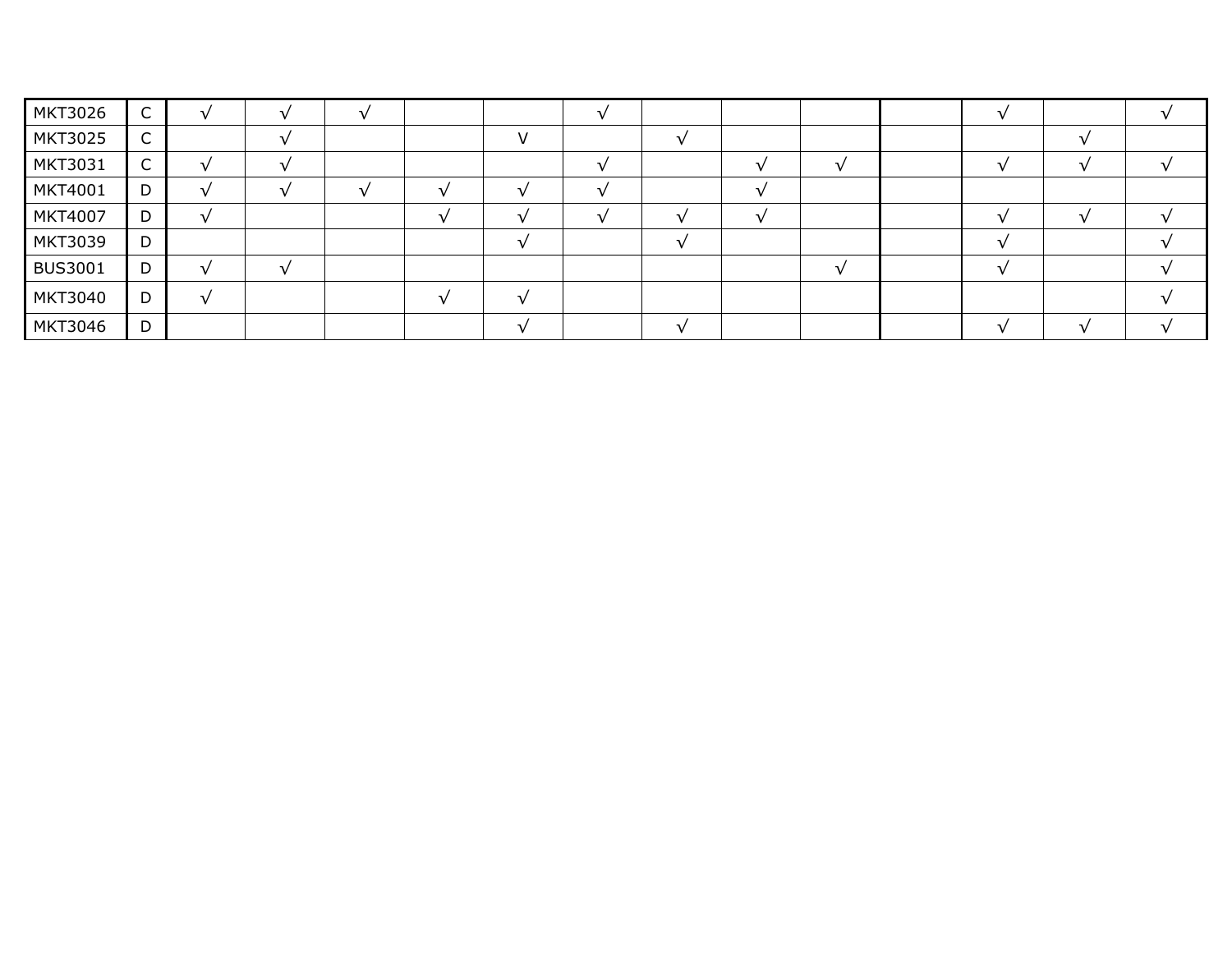| | | | | | | | | | | | | | | |
|---|---|---|---|---|---|---|---|---|---|---|---|---|---|---|
| MKT3026 | C | √ | √ | √ | | | √ | | | | | √ | | √ |
| MKT3025 | C | | √ | | | V | | √ | | | | | √ | |
| MKT3031 | C | √ | √ | | | | √ | | √ | √ | | √ | √ | √ |
| MKT4001 | D | √ | √ | √ | √ | √ | √ | | √ | | | | | |
| MKT4007 | D | √ | | | √ | √ | √ | √ | √ | | | √ | √ | √ |
| MKT3039 | D | | | | | √ | | √ | | | | √ | | √ |
| BUS3001 | D | √ | √ | | | | | | | √ | | √ | | √ |
| MKT3040 | D | √ | | | √ | √ | | | | | | | | √ |
| MKT3046 | D | | | | | √ | | √ | | | | √ | √ | √ |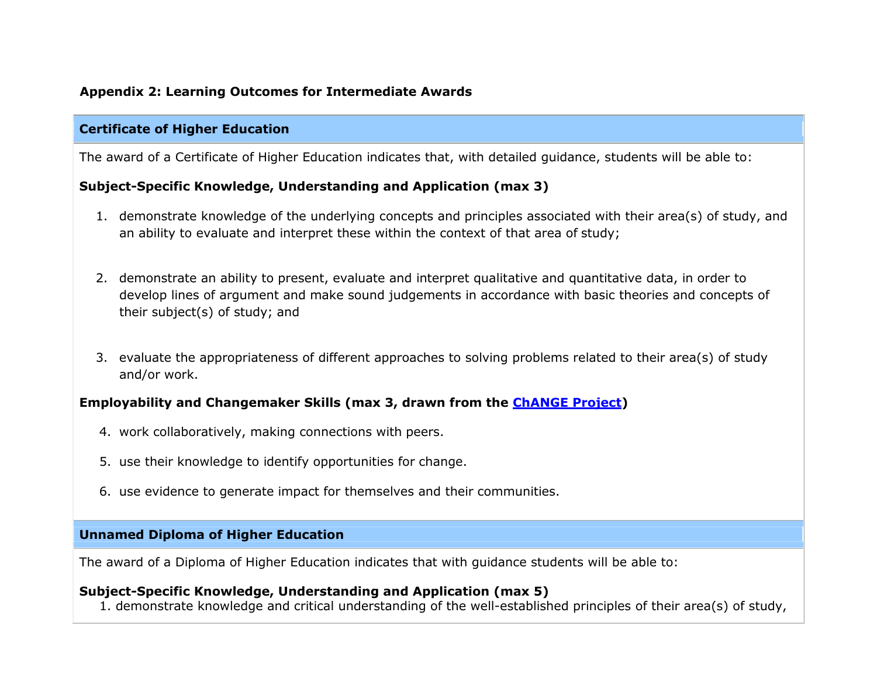## Appendix 2: Learning Outcomes for Intermediate Awards

### Certificate of Higher Education

The award of a Certificate of Higher Education indicates that, with detailed guidance, students will be able to:

**Subject-Specific Knowledge, Understanding and Application (max 3)**

1. demonstrate knowledge of the underlying concepts and principles associated with their area(s) of study, and an ability to evaluate and interpret these within the context of that area of study;
2. demonstrate an ability to present, evaluate and interpret qualitative and quantitative data, in order to develop lines of argument and make sound judgements in accordance with basic theories and concepts of their subject(s) of study; and
3. evaluate the appropriateness of different approaches to solving problems related to their area(s) of study and/or work.

**Employability and Changemaker Skills (max 3, drawn from the ChANGE Project)**

4. work collaboratively, making connections with peers.
5. use their knowledge to identify opportunities for change.
6. use evidence to generate impact for themselves and their communities.

### Unnamed Diploma of Higher Education

The award of a Diploma of Higher Education indicates that with guidance students will be able to:

**Subject-Specific Knowledge, Understanding and Application (max 5)**

1. demonstrate knowledge and critical understanding of the well-established principles of their area(s) of study,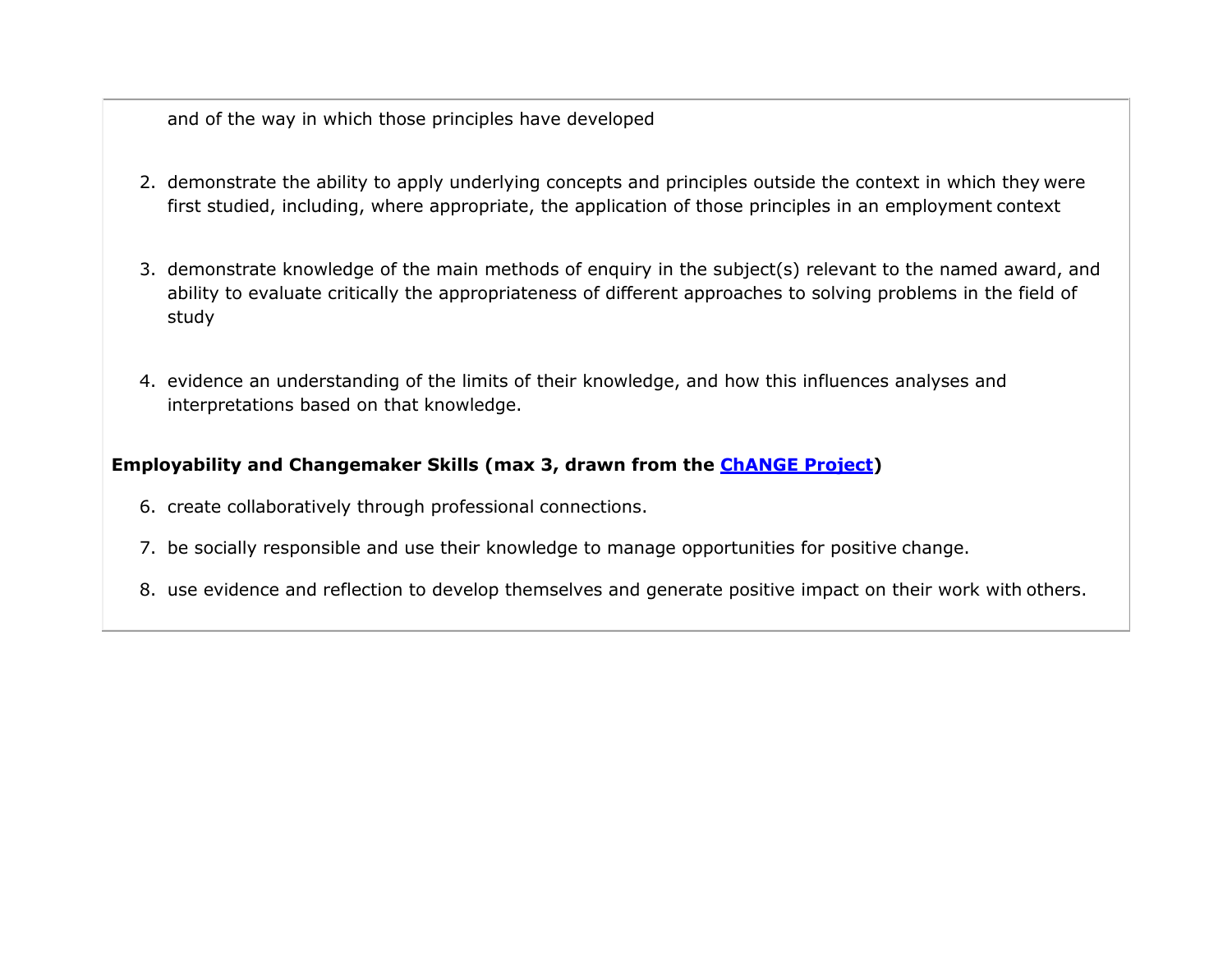and of the way in which those principles have developed

2. demonstrate the ability to apply underlying concepts and principles outside the context in which they were first studied, including, where appropriate, the application of those principles in an employment context

3. demonstrate knowledge of the main methods of enquiry in the subject(s) relevant to the named award, and ability to evaluate critically the appropriateness of different approaches to solving problems in the field of study

4. evidence an understanding of the limits of their knowledge, and how this influences analyses and interpretations based on that knowledge.

**Employability and Changemaker Skills (max 3, drawn from the [ChANGE Project](ChANGE Project))**

6. create collaboratively through professional connections.
7. be socially responsible and use their knowledge to manage opportunities for positive change.
8. use evidence and reflection to develop themselves and generate positive impact on their work with others.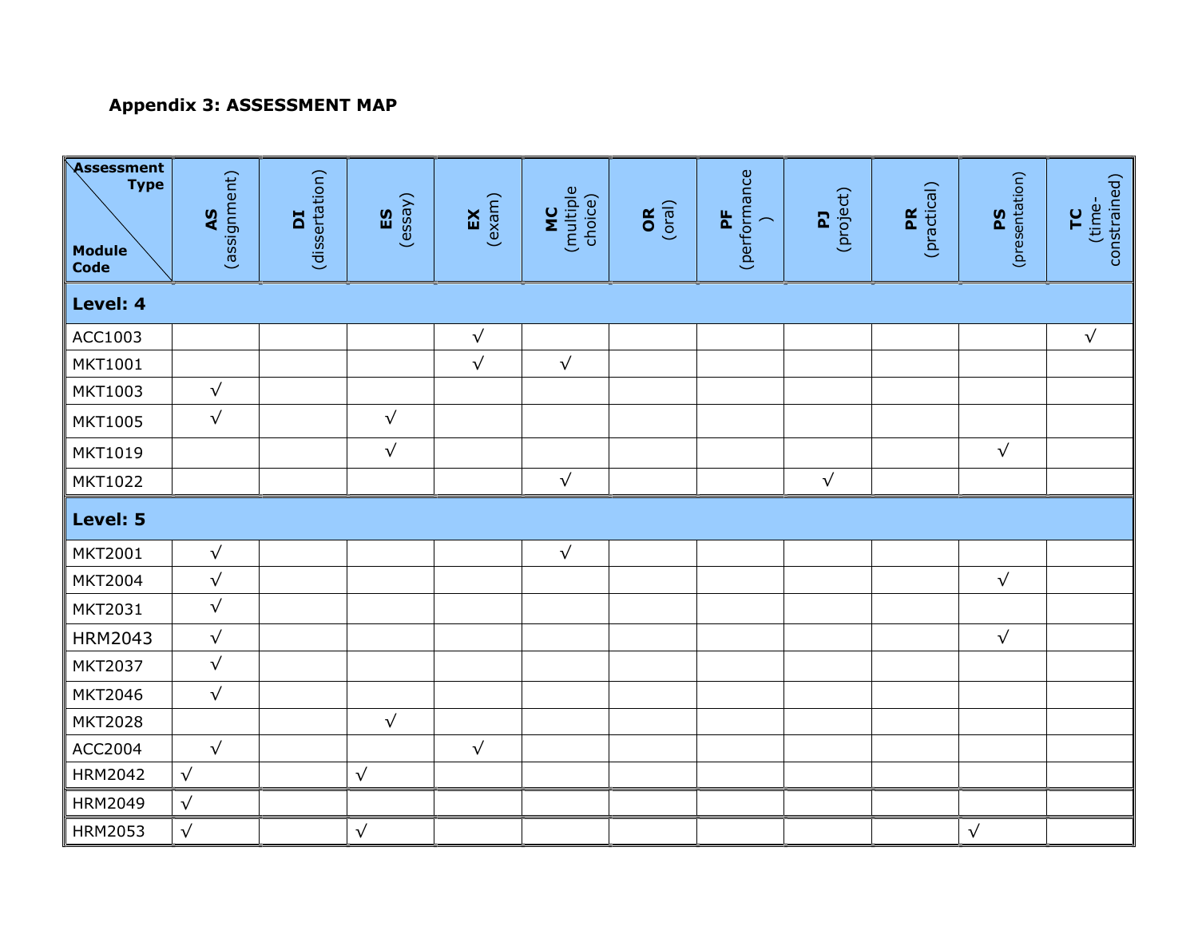### Appendix 3: ASSESSMENT MAP

| Assessment Type / Module Code | **AS** (assignment) | **DI** (dissertation) | **ES** (essay) | **EX** (exam) | **MC** (multiple choice) | **OR** (oral) | **PF** (performance) | **PJ** (project) | **PR** (practical) | **PS** (presentation) | **TC** (time-constrained) |
|---|---|---|---|---|---|---|---|---|---|---|---|
| **Level: 4** | | | | | | | | | | | |
| ACC1003 | | | | √ | | | | | | | √ |
| MKT1001 | | | | √ | √ | | | | | | |
| MKT1003 | √ | | | | | | | | | | |
| MKT1005 | √ | | √ | | | | | | | | |
| MKT1019 | | | √ | | | | | | | √ | |
| MKT1022 | | | | | √ | | | √ | | | |
| **Level: 5** | | | | | | | | | | | |
| MKT2001 | √ | | | | √ | | | | | | |
| MKT2004 | √ | | | | | | | | | √ | |
| MKT2031 | √ | | | | | | | | | | |
| HRM2043 | √ | | | | | | | | | √ | |
| MKT2037 | √ | | | | | | | | | | |
| MKT2046 | √ | | | | | | | | | | |
| MKT2028 | | | √ | | | | | | | | |
| ACC2004 | √ | | | √ | | | | | | | |
| HRM2042 | √ | | √ | | | | | | | | |
| HRM2049 | √ | | | | | | | | | | |
| HRM2053 | √ | | √ | | | | | | | √ | |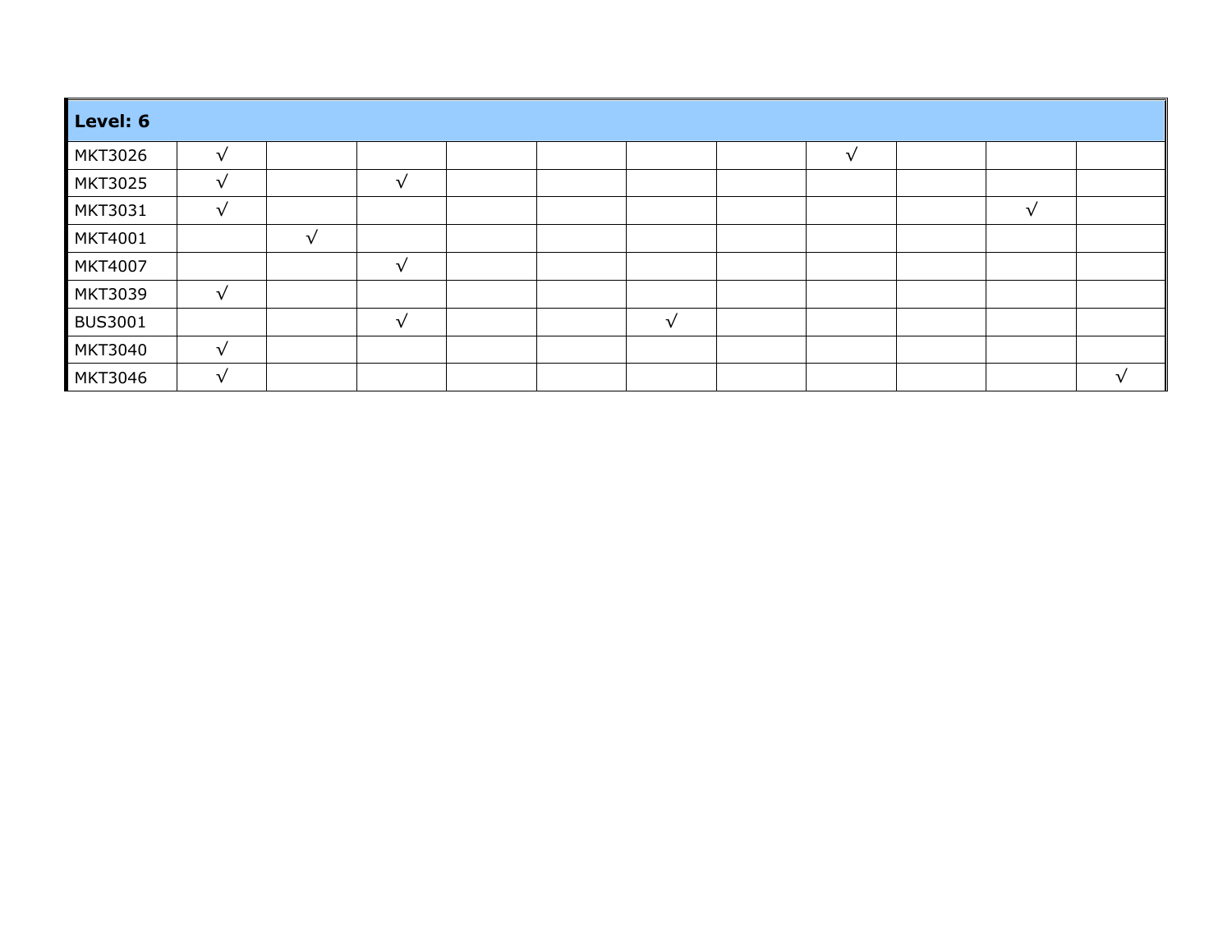| Level: 6 | | | | | | | | | | | |
|---|---|---|---|---|---|---|---|---|---|---|---|
| MKT3026 | √ | | | | | | | √ | | | |
| MKT3025 | √ | | √ | | | | | | | | |
| MKT3031 | √ | | | | | | | | | √ | |
| MKT4001 | | √ | | | | | | | | | |
| MKT4007 | | | √ | | | | | | | | |
| MKT3039 | √ | | | | | | | | | | |
| BUS3001 | | | √ | | | √ | | | | | |
| MKT3040 | √ | | | | | | | | | | |
| MKT3046 | √ | | | | | | | | | | √ |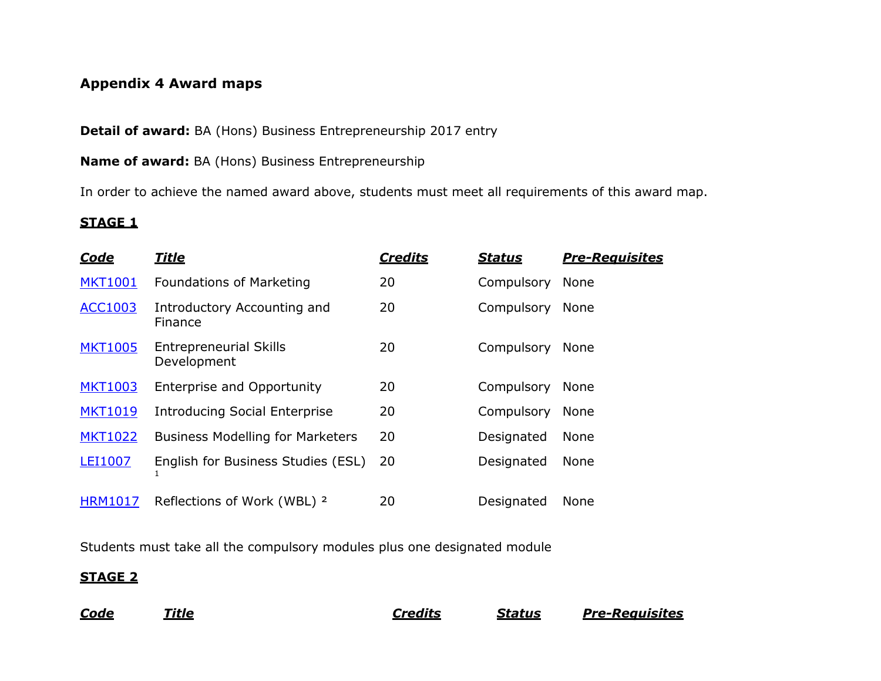**Appendix 4 Award maps**

**Detail of award:** BA (Hons) Business Entrepreneurship 2017 entry

**Name of award:** BA (Hons) Business Entrepreneurship

In order to achieve the named award above, students must meet all requirements of this award map.

**STAGE 1**

| ***Code*** | ***Title*** | ***Credits*** | ***Status*** | ***Pre-Requisites*** |
|---|---|---|---|---|
| MKT1001 | Foundations of Marketing | 20 | Compulsory | None |
| ACC1003 | Introductory Accounting and Finance | 20 | Compulsory | None |
| MKT1005 | Entrepreneurial Skills Development | 20 | Compulsory | None |
| MKT1003 | Enterprise and Opportunity | 20 | Compulsory | None |
| MKT1019 | Introducing Social Enterprise | 20 | Compulsory | None |
| MKT1022 | Business Modelling for Marketers | 20 | Designated | None |
| LEI1007 | English for Business Studies (ESL) [1] | 20 | Designated | None |
| HRM1017 | Reflections of Work (WBL) [2] | 20 | Designated | None |

Students must take all the compulsory modules plus one designated module

**STAGE 2**

| ***Code*** | ***Title*** | ***Credits*** | ***Status*** | ***Pre-Requisites*** |
|---|---|---|---|---|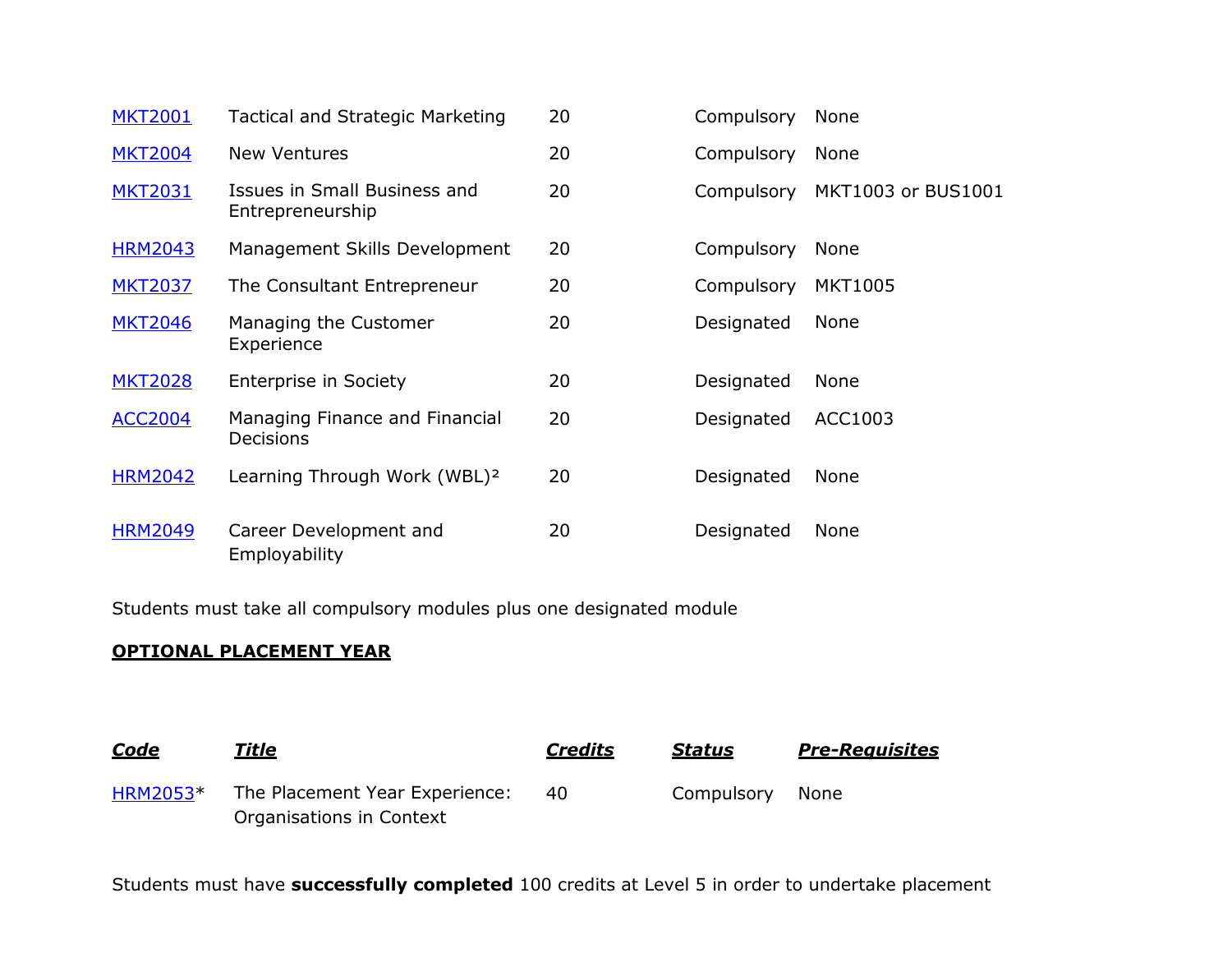| | | | | |
|---|---|---|---|---|
| MKT2001 | Tactical and Strategic Marketing | 20 | Compulsory | None |
| MKT2004 | New Ventures | 20 | Compulsory | None |
| MKT2031 | Issues in Small Business and Entrepreneurship | 20 | Compulsory | MKT1003 or BUS1001 |
| HRM2043 | Management Skills Development | 20 | Compulsory | None |
| MKT2037 | The Consultant Entrepreneur | 20 | Compulsory | MKT1005 |
| MKT2046 | Managing the Customer Experience | 20 | Designated | None |
| MKT2028 | Enterprise in Society | 20 | Designated | None |
| ACC2004 | Managing Finance and Financial Decisions | 20 | Designated | ACC1003 |
| HRM2042 | Learning Through Work (WBL)² | 20 | Designated | None |
| HRM2049 | Career Development and Employability | 20 | Designated | None |

Students must take all compulsory modules plus one designated module

**OPTIONAL PLACEMENT YEAR**

| ***Code*** | ***Title*** | ***Credits*** | ***Status*** | ***Pre-Requisites*** |
|---|---|---|---|---|
| HRM2053* | The Placement Year Experience: Organisations in Context | 40 | Compulsory | None |

Students must have **successfully completed** 100 credits at Level 5 in order to undertake placement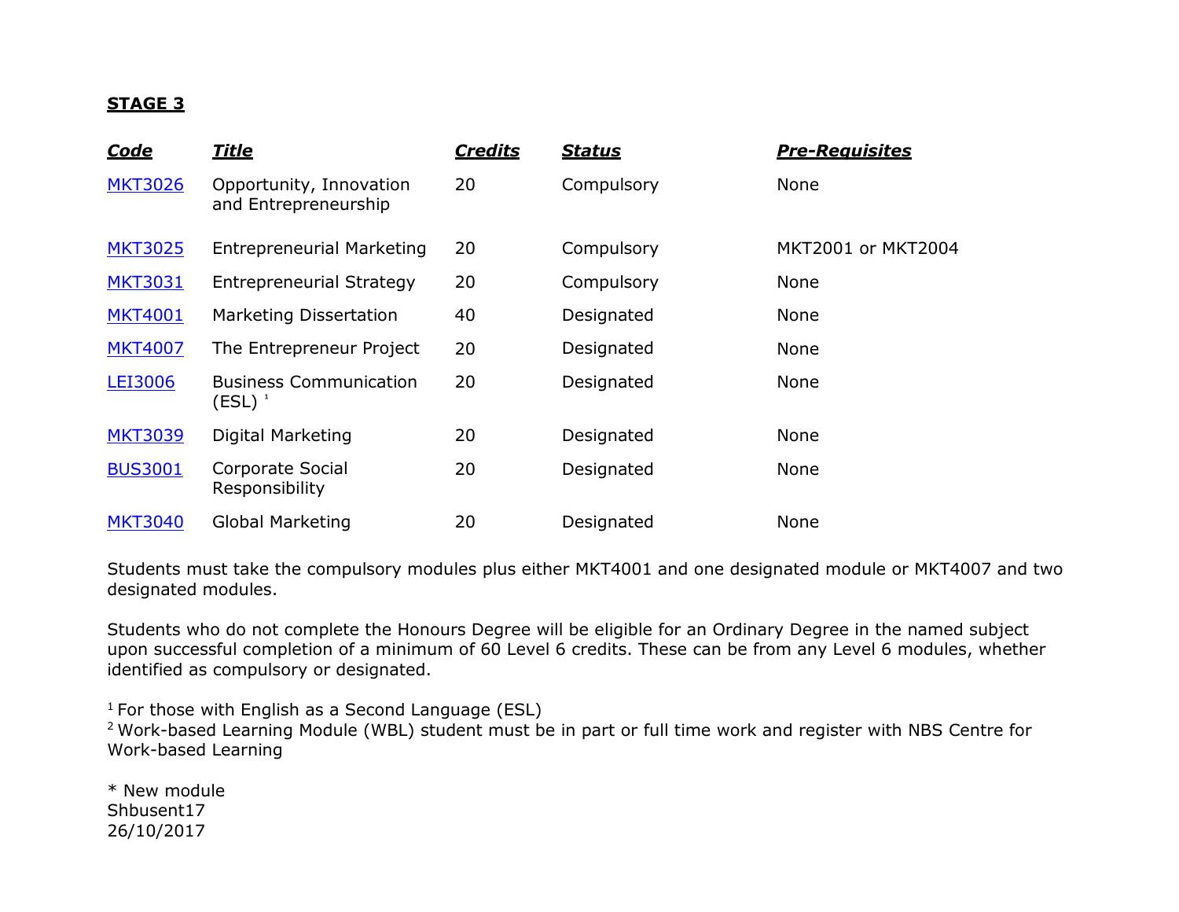**STAGE 3**

| ***Code*** | ***Title*** | ***Credits*** | ***Status*** | ***Pre-Requisites*** |
| --- | --- | --- | --- | --- |
| MKT3026 | Opportunity, Innovation and Entrepreneurship | 20 | Compulsory | None |
| MKT3025 | Entrepreneurial Marketing | 20 | Compulsory | MKT2001 or MKT2004 |
| MKT3031 | Entrepreneurial Strategy | 20 | Compulsory | None |
| MKT4001 | Marketing Dissertation | 40 | Designated | None |
| MKT4007 | The Entrepreneur Project | 20 | Designated | None |
| LEI3006 | Business Communication (ESL) [1] | 20 | Designated | None |
| MKT3039 | Digital Marketing | 20 | Designated | None |
| BUS3001 | Corporate Social Responsibility | 20 | Designated | None |
| MKT3040 | Global Marketing | 20 | Designated | None |

Students must take the compulsory modules plus either MKT4001 and one designated module or MKT4007 and two designated modules.

Students who do not complete the Honours Degree will be eligible for an Ordinary Degree in the named subject upon successful completion of a minimum of 60 Level 6 credits. These can be from any Level 6 modules, whether identified as compulsory or designated.

[1] For those with English as a Second Language (ESL)
[2] Work-based Learning Module (WBL) student must be in part or full time work and register with NBS Centre for Work-based Learning

* New module
Shbusent17
26/10/2017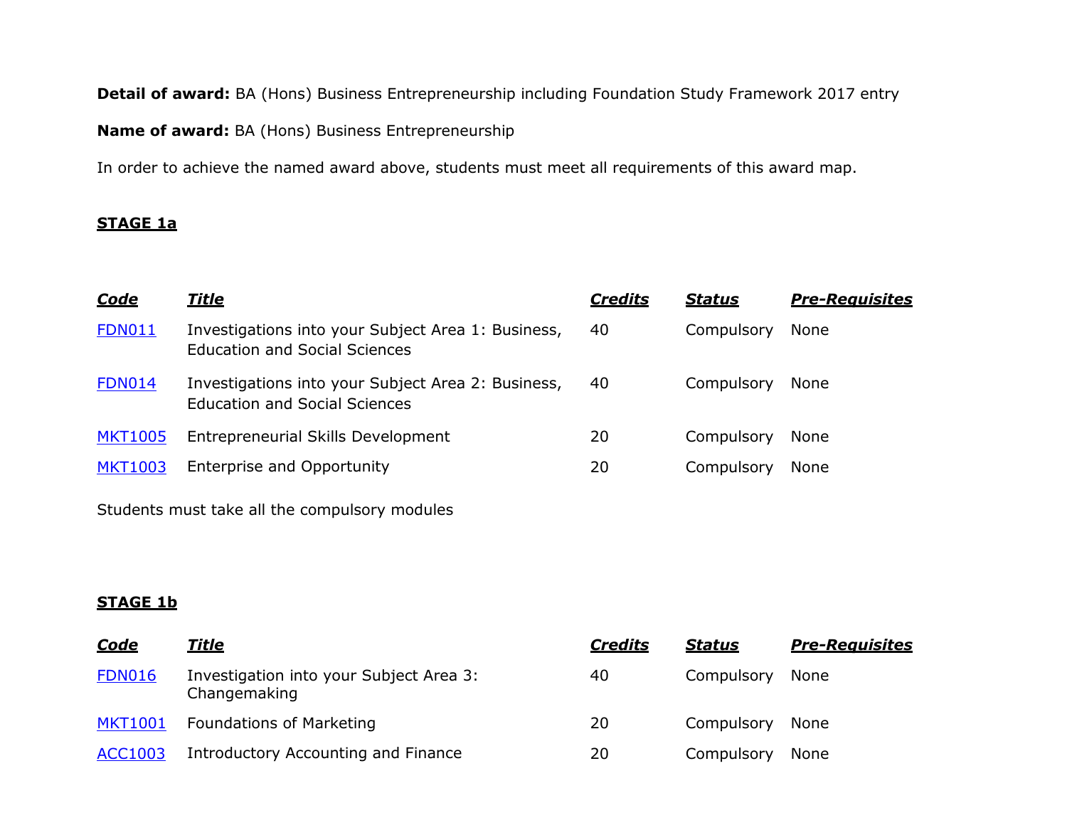**Detail of award:** BA (Hons) Business Entrepreneurship including Foundation Study Framework 2017 entry

**Name of award:** BA (Hons) Business Entrepreneurship

In order to achieve the named award above, students must meet all requirements of this award map.

## STAGE 1a

| *Code* | *Title* | *Credits* | *Status* | *Pre-Requisites* |
| --- | --- | --- | --- | --- |
| FDN011 | Investigations into your Subject Area 1: Business, Education and Social Sciences | 40 | Compulsory | None |
| FDN014 | Investigations into your Subject Area 2: Business, Education and Social Sciences | 40 | Compulsory | None |
| MKT1005 | Entrepreneurial Skills Development | 20 | Compulsory | None |
| MKT1003 | Enterprise and Opportunity | 20 | Compulsory | None |

Students must take all the compulsory modules

## STAGE 1b

| *Code* | *Title* | *Credits* | *Status* | *Pre-Requisites* |
| --- | --- | --- | --- | --- |
| FDN016 | Investigation into your Subject Area 3: Changemaking | 40 | Compulsory | None |
| MKT1001 | Foundations of Marketing | 20 | Compulsory | None |
| ACC1003 | Introductory Accounting and Finance | 20 | Compulsory | None |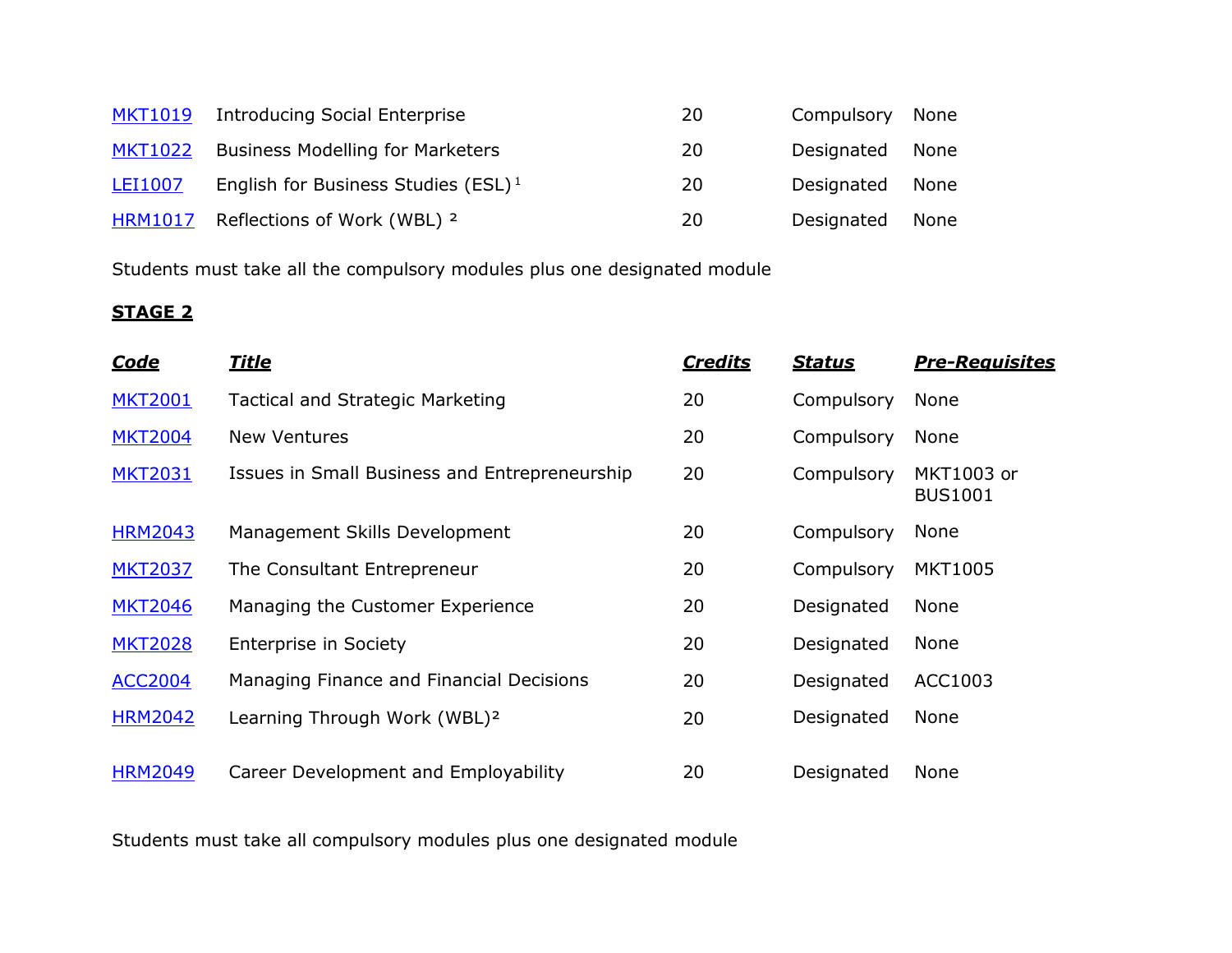| | | | | |
|---|---|---|---|---|
| MKT1019 | Introducing Social Enterprise | 20 | Compulsory | None |
| MKT1022 | Business Modelling for Marketers | 20 | Designated | None |
| LEI1007 | English for Business Studies (ESL) [1] | 20 | Designated | None |
| HRM1017 | Reflections of Work (WBL) [2] | 20 | Designated | None |

Students must take all the compulsory modules plus one designated module

**STAGE 2**

| ***Code*** | ***Title*** | ***Credits*** | ***Status*** | ***Pre-Requisites*** |
|---|---|---|---|---|
| MKT2001 | Tactical and Strategic Marketing | 20 | Compulsory | None |
| MKT2004 | New Ventures | 20 | Compulsory | None |
| MKT2031 | Issues in Small Business and Entrepreneurship | 20 | Compulsory | MKT1003 or BUS1001 |
| HRM2043 | Management Skills Development | 20 | Compulsory | None |
| MKT2037 | The Consultant Entrepreneur | 20 | Compulsory | MKT1005 |
| MKT2046 | Managing the Customer Experience | 20 | Designated | None |
| MKT2028 | Enterprise in Society | 20 | Designated | None |
| ACC2004 | Managing Finance and Financial Decisions | 20 | Designated | ACC1003 |
| HRM2042 | Learning Through Work (WBL)[2] | 20 | Designated | None |
| HRM2049 | Career Development and Employability | 20 | Designated | None |

Students must take all compulsory modules plus one designated module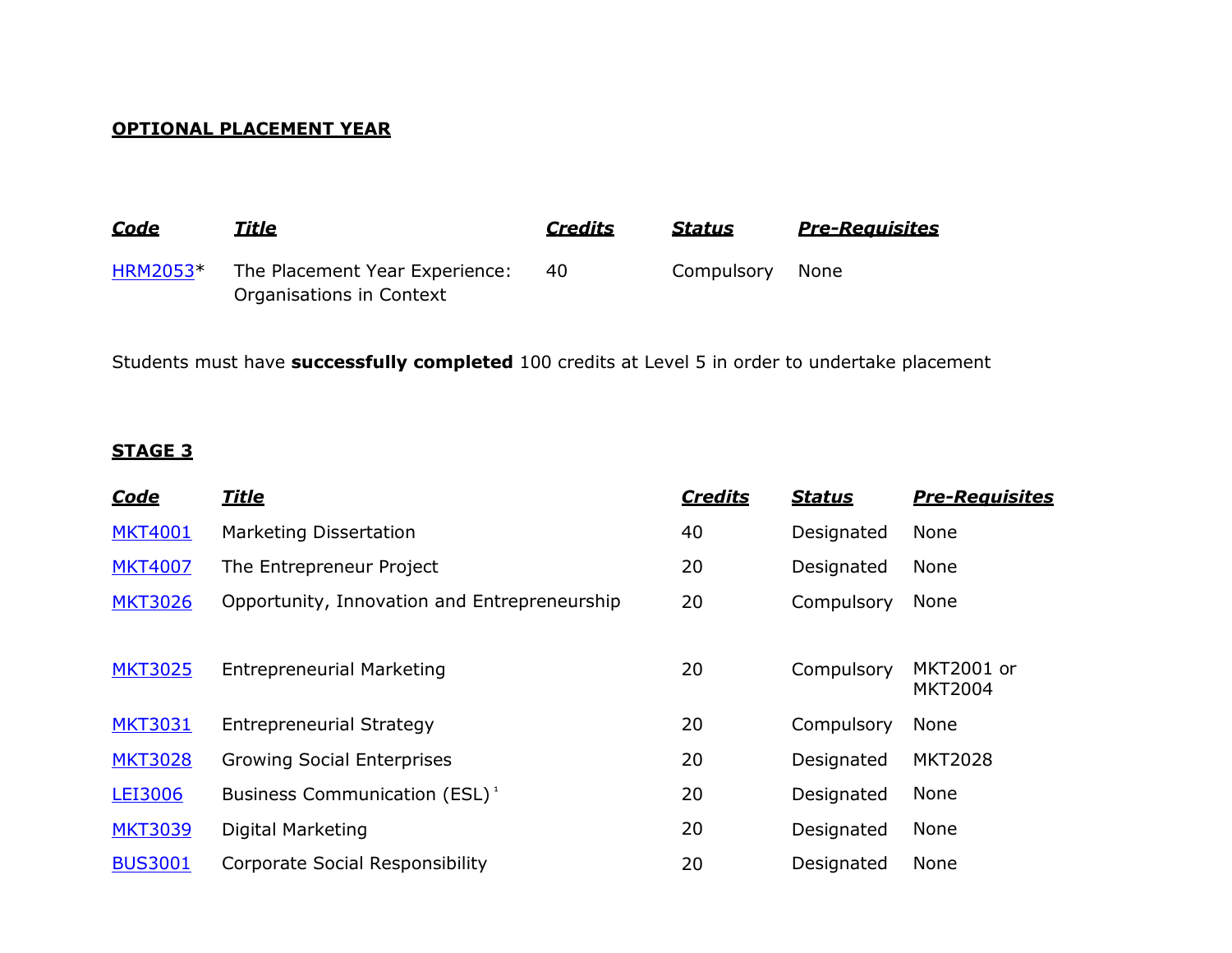**OPTIONAL PLACEMENT YEAR**

| ***Code*** | ***Title*** | ***Credits*** | ***Status*** | ***Pre-Requisites*** |
|---|---|---|---|---|
| HRM2053* | The Placement Year Experience: Organisations in Context | 40 | Compulsory | None |

Students must have **successfully completed** 100 credits at Level 5 in order to undertake placement

**STAGE 3**

| ***Code*** | ***Title*** | ***Credits*** | ***Status*** | ***Pre-Requisites*** |
|---|---|---|---|---|
| MKT4001 | Marketing Dissertation | 40 | Designated | None |
| MKT4007 | The Entrepreneur Project | 20 | Designated | None |
| MKT3026 | Opportunity, Innovation and Entrepreneurship | 20 | Compulsory | None |
| MKT3025 | Entrepreneurial Marketing | 20 | Compulsory | MKT2001 or MKT2004 |
| MKT3031 | Entrepreneurial Strategy | 20 | Compulsory | None |
| MKT3028 | Growing Social Enterprises | 20 | Designated | MKT2028 |
| LEI3006 | Business Communication (ESL)[1] | 20 | Designated | None |
| MKT3039 | Digital Marketing | 20 | Designated | None |
| BUS3001 | Corporate Social Responsibility | 20 | Designated | None |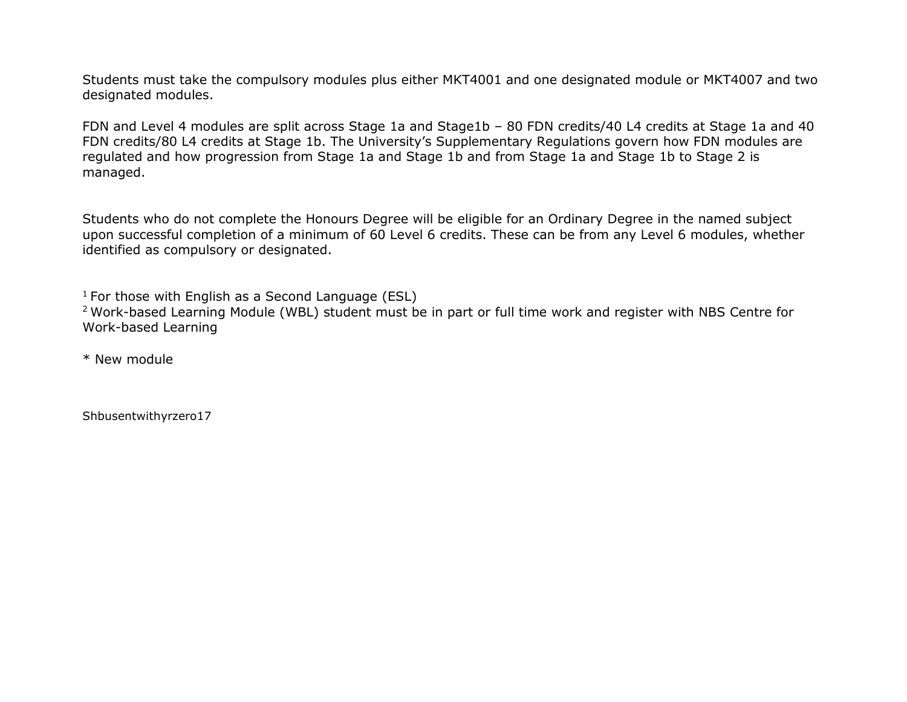Students must take the compulsory modules plus either MKT4001 and one designated module or MKT4007 and two designated modules.

FDN and Level 4 modules are split across Stage 1a and Stage1b – 80 FDN credits/40 L4 credits at Stage 1a and 40 FDN credits/80 L4 credits at Stage 1b. The University's Supplementary Regulations govern how FDN modules are regulated and how progression from Stage 1a and Stage 1b and from Stage 1a and Stage 1b to Stage 2 is managed.

Students who do not complete the Honours Degree will be eligible for an Ordinary Degree in the named subject upon successful completion of a minimum of 60 Level 6 credits. These can be from any Level 6 modules, whether identified as compulsory or designated.

[1] For those with English as a Second Language (ESL)
[2] Work-based Learning Module (WBL) student must be in part or full time work and register with NBS Centre for Work-based Learning

* New module

Shbusentwithyrzero17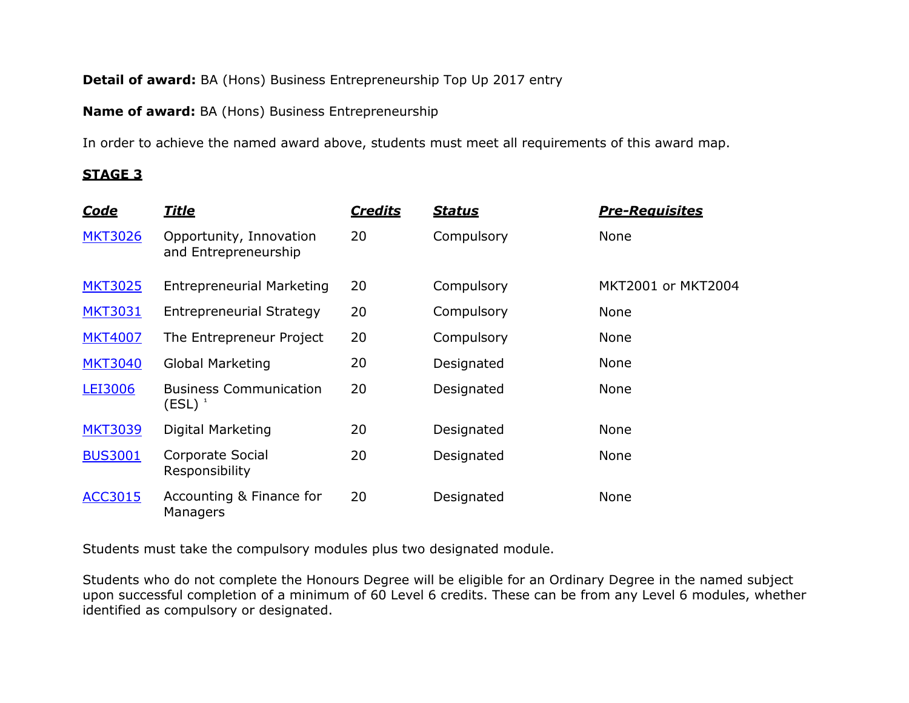**Detail of award:** BA (Hons) Business Entrepreneurship Top Up 2017 entry

**Name of award:** BA (Hons) Business Entrepreneurship

In order to achieve the named award above, students must meet all requirements of this award map.

## STAGE 3

| Code | Title | Credits | Status | Pre-Requisites |
|---|---|---|---|---|
| MKT3026 | Opportunity, Innovation and Entrepreneurship | 20 | Compulsory | None |
| MKT3025 | Entrepreneurial Marketing | 20 | Compulsory | MKT2001 or MKT2004 |
| MKT3031 | Entrepreneurial Strategy | 20 | Compulsory | None |
| MKT4007 | The Entrepreneur Project | 20 | Compulsory | None |
| MKT3040 | Global Marketing | 20 | Designated | None |
| LEI3006 | Business Communication (ESL) [1] | 20 | Designated | None |
| MKT3039 | Digital Marketing | 20 | Designated | None |
| BUS3001 | Corporate Social Responsibility | 20 | Designated | None |
| ACC3015 | Accounting & Finance for Managers | 20 | Designated | None |

Students must take the compulsory modules plus two designated module.

Students who do not complete the Honours Degree will be eligible for an Ordinary Degree in the named subject upon successful completion of a minimum of 60 Level 6 credits. These can be from any Level 6 modules, whether identified as compulsory or designated.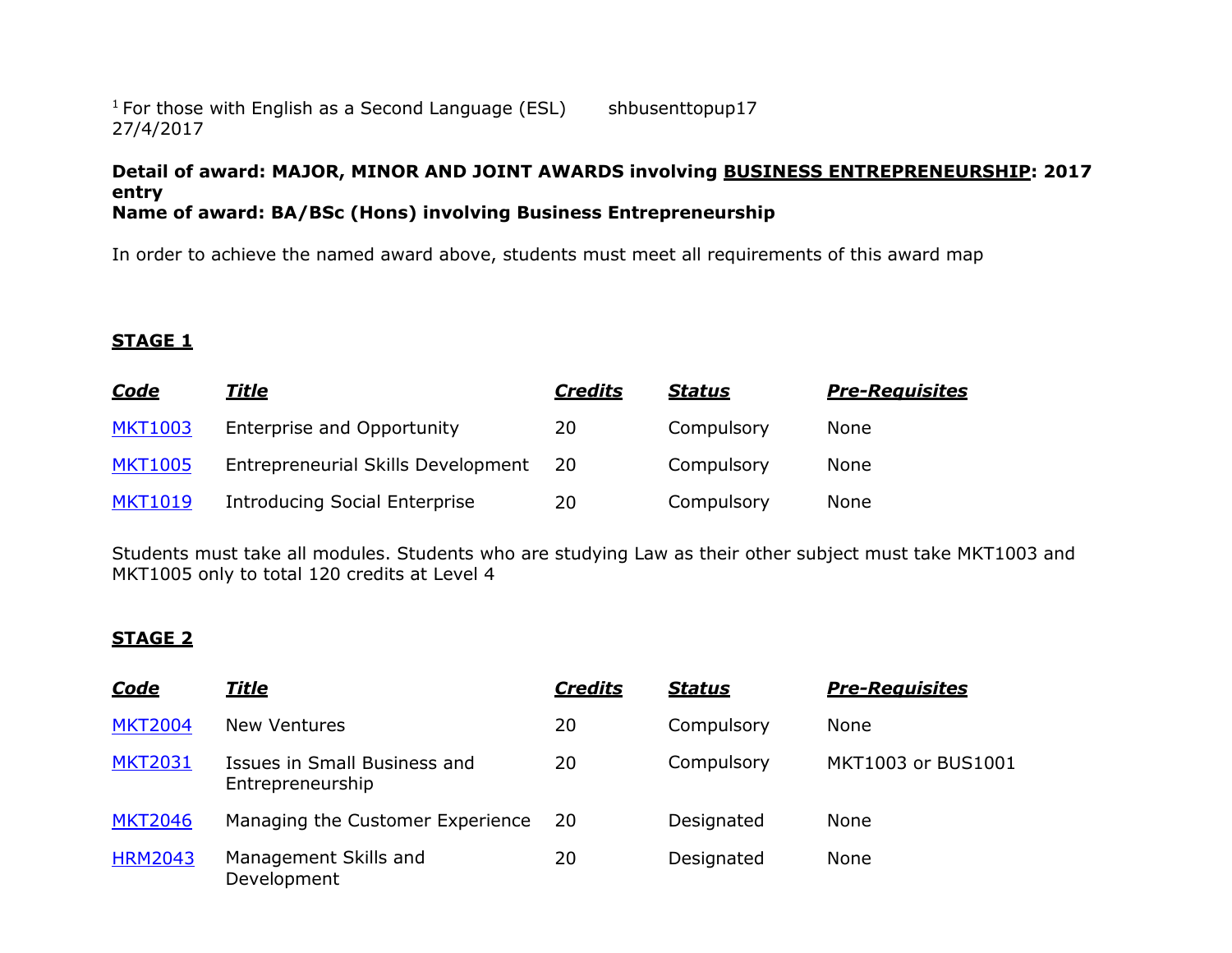[1] For those with English as a Second Language (ESL) shbusenttopup17 27/4/2017

**Detail of award: MAJOR, MINOR AND JOINT AWARDS involving BUSINESS ENTREPRENEURSHIP: 2017 entry**
**Name of award: BA/BSc (Hons) involving Business Entrepreneurship**

In order to achieve the named award above, students must meet all requirements of this award map

## STAGE 1

| ***Code*** | ***Title*** | ***Credits*** | ***Status*** | ***Pre-Requisites*** |
|---|---|---|---|---|
| MKT1003 | Enterprise and Opportunity | 20 | Compulsory | None |
| MKT1005 | Entrepreneurial Skills Development | 20 | Compulsory | None |
| MKT1019 | Introducing Social Enterprise | 20 | Compulsory | None |

Students must take all modules. Students who are studying Law as their other subject must take MKT1003 and MKT1005 only to total 120 credits at Level 4

## STAGE 2

| ***Code*** | ***Title*** | ***Credits*** | ***Status*** | ***Pre-Requisites*** |
|---|---|---|---|---|
| MKT2004 | New Ventures | 20 | Compulsory | None |
| MKT2031 | Issues in Small Business and Entrepreneurship | 20 | Compulsory | MKT1003 or BUS1001 |
| MKT2046 | Managing the Customer Experience | 20 | Designated | None |
| HRM2043 | Management Skills and Development | 20 | Designated | None |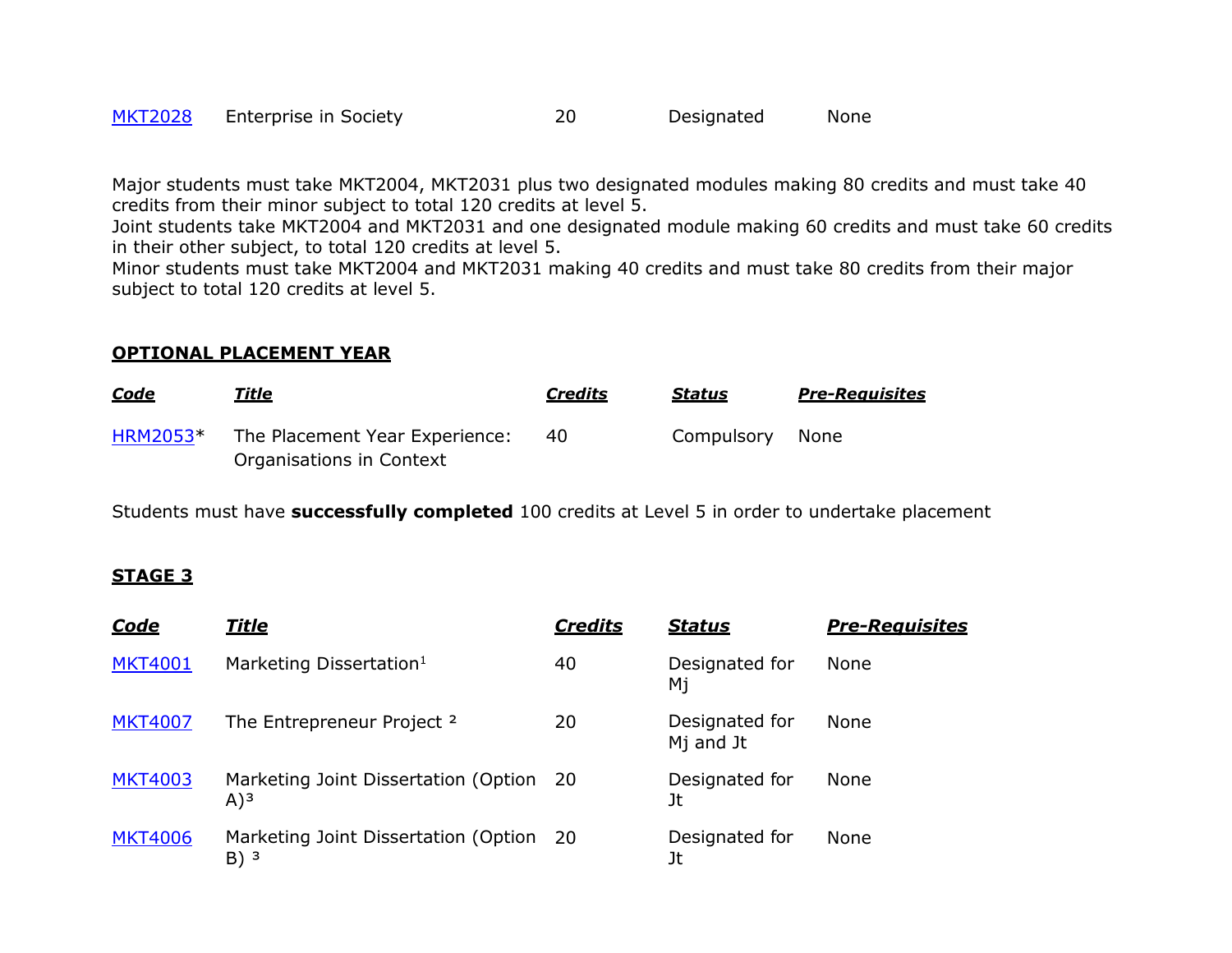| | | | | |
|---|---|---|---|---|
| MKT2028 | Enterprise in Society | 20 | Designated | None |

Major students must take MKT2004, MKT2031 plus two designated modules making 80 credits and must take 40 credits from their minor subject to total 120 credits at level 5.
Joint students take MKT2004 and MKT2031 and one designated module making 60 credits and must take 60 credits in their other subject, to total 120 credits at level 5.
Minor students must take MKT2004 and MKT2031 making 40 credits and must take 80 credits from their major subject to total 120 credits at level 5.

## OPTIONAL PLACEMENT YEAR

| *Code* | *Title* | *Credits* | *Status* | *Pre-Requisites* |
|---|---|---|---|---|
| HRM2053* | The Placement Year Experience: Organisations in Context | 40 | Compulsory | None |

Students must have **successfully completed** 100 credits at Level 5 in order to undertake placement

## STAGE 3

| *Code* | *Title* | *Credits* | *Status* | *Pre-Requisites* |
|---|---|---|---|---|
| MKT4001 | Marketing Dissertation[1] | 40 | Designated for Mj | None |
| MKT4007 | The Entrepreneur Project [2] | 20 | Designated for Mj and Jt | None |
| MKT4003 | Marketing Joint Dissertation (Option A)[3] | 20 | Designated for Jt | None |
| MKT4006 | Marketing Joint Dissertation (Option B) [3] | 20 | Designated for Jt | None |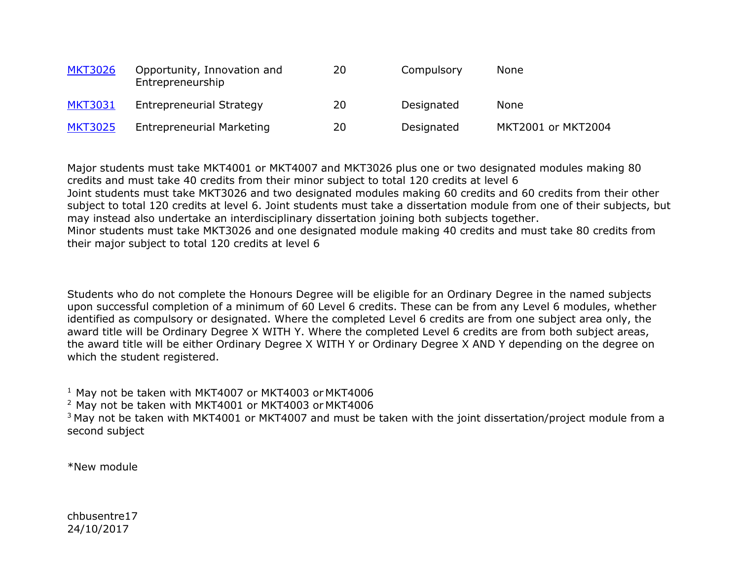| | | | | |
|---|---|---|---|---|
| MKT3026 | Opportunity, Innovation and Entrepreneurship | 20 | Compulsory | None |
| MKT3031 | Entrepreneurial Strategy | 20 | Designated | None |
| MKT3025 | Entrepreneurial Marketing | 20 | Designated | MKT2001 or MKT2004 |

Major students must take MKT4001 or MKT4007 and MKT3026 plus one or two designated modules making 80 credits and must take 40 credits from their minor subject to total 120 credits at level 6
Joint students must take MKT3026 and two designated modules making 60 credits and 60 credits from their other subject to total 120 credits at level 6. Joint students must take a dissertation module from one of their subjects, but may instead also undertake an interdisciplinary dissertation joining both subjects together.
Minor students must take MKT3026 and one designated module making 40 credits and must take 80 credits from their major subject to total 120 credits at level 6

Students who do not complete the Honours Degree will be eligible for an Ordinary Degree in the named subjects upon successful completion of a minimum of 60 Level 6 credits. These can be from any Level 6 modules, whether identified as compulsory or designated. Where the completed Level 6 credits are from one subject area only, the award title will be Ordinary Degree X WITH Y. Where the completed Level 6 credits are from both subject areas, the award title will be either Ordinary Degree X WITH Y or Ordinary Degree X AND Y depending on the degree on which the student registered.

[1] May not be taken with MKT4007 or MKT4003 or MKT4006
[2] May not be taken with MKT4001 or MKT4003 or MKT4006
[3] May not be taken with MKT4001 or MKT4007 and must be taken with the joint dissertation/project module from a second subject

*New module

chbusentre17
24/10/2017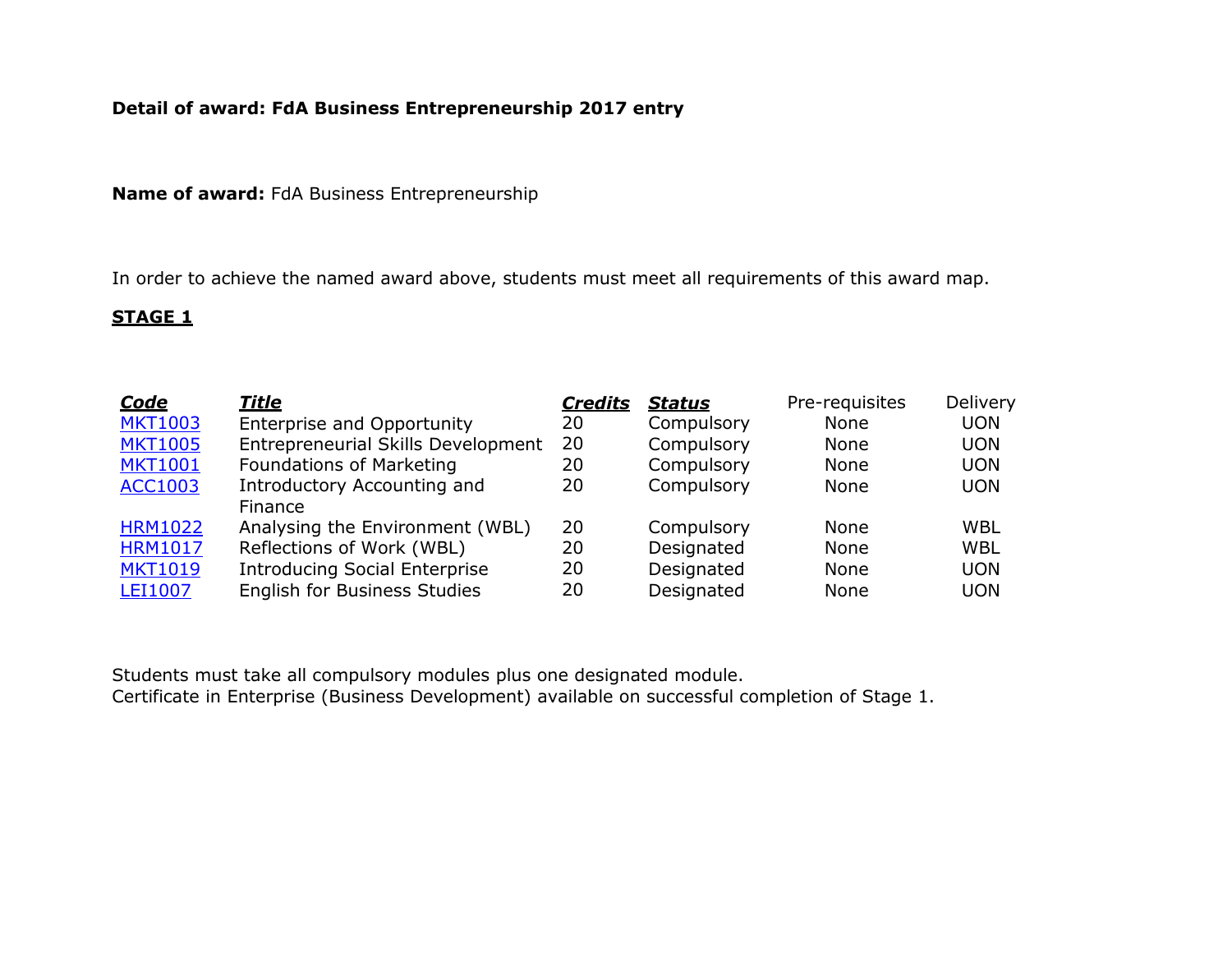**Detail of award: FdA Business Entrepreneurship 2017 entry**

**Name of award:** FdA Business Entrepreneurship

In order to achieve the named award above, students must meet all requirements of this award map.

**STAGE 1**

| ***Code*** | ***Title*** | ***Credits*** | ***Status*** | Pre-requisites | Delivery |
|---|---|---|---|---|---|
| MKT1003 | Enterprise and Opportunity | 20 | Compulsory | None | UON |
| MKT1005 | Entrepreneurial Skills Development | 20 | Compulsory | None | UON |
| MKT1001 | Foundations of Marketing | 20 | Compulsory | None | UON |
| ACC1003 | Introductory Accounting and Finance | 20 | Compulsory | None | UON |
| HRM1022 | Analysing the Environment (WBL) | 20 | Compulsory | None | WBL |
| HRM1017 | Reflections of Work (WBL) | 20 | Designated | None | WBL |
| MKT1019 | Introducing Social Enterprise | 20 | Designated | None | UON |
| LEI1007 | English for Business Studies | 20 | Designated | None | UON |

Students must take all compulsory modules plus one designated module.
Certificate in Enterprise (Business Development) available on successful completion of Stage 1.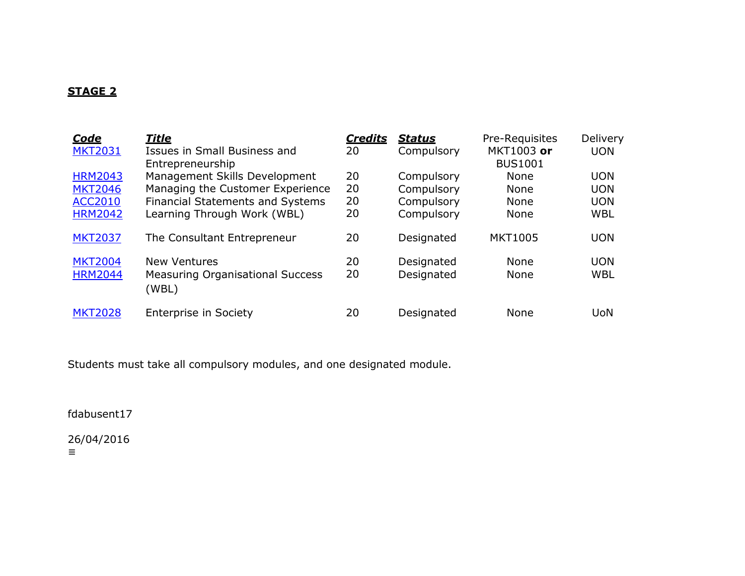**STAGE 2**

| ***Code*** | ***Title*** | ***Credits*** | ***Status*** | Pre-Requisites | Delivery |
|---|---|---|---|---|---|
| MKT2031 | Issues in Small Business and Entrepreneurship | 20 | Compulsory | MKT1003 **or** BUS1001 | UON |
| HRM2043 | Management Skills Development | 20 | Compulsory | None | UON |
| MKT2046 | Managing the Customer Experience | 20 | Compulsory | None | UON |
| ACC2010 | Financial Statements and Systems | 20 | Compulsory | None | UON |
| HRM2042 | Learning Through Work (WBL) | 20 | Compulsory | None | WBL |
| MKT2037 | The Consultant Entrepreneur | 20 | Designated | MKT1005 | UON |
| MKT2004 | New Ventures | 20 | Designated | None | UON |
| HRM2044 | Measuring Organisational Success (WBL) | 20 | Designated | None | WBL |
| MKT2028 | Enterprise in Society | 20 | Designated | None | UoN |

Students must take all compulsory modules, and one designated module.

fdabusent17

26/04/2016
≡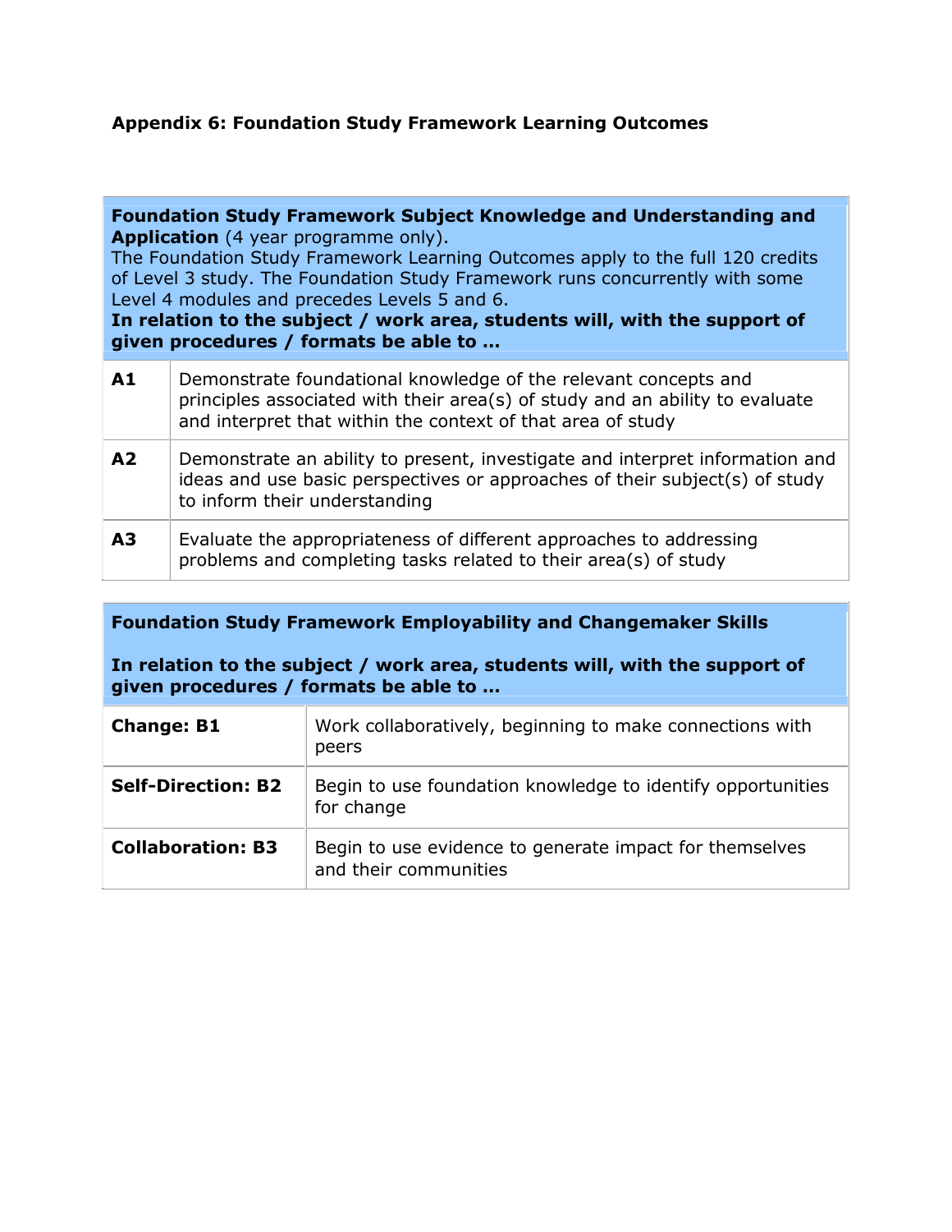**Appendix 6: Foundation Study Framework Learning Outcomes**

| **Foundation Study Framework Subject Knowledge and Understanding and Application** (4 year programme only).<br>The Foundation Study Framework Learning Outcomes apply to the full 120 credits of Level 3 study. The Foundation Study Framework runs concurrently with some Level 4 modules and precedes Levels 5 and 6.<br>**In relation to the subject / work area, students will, with the support of given procedures / formats be able to …** | |
|---|---|
| **A1** | Demonstrate foundational knowledge of the relevant concepts and principles associated with their area(s) of study and an ability to evaluate and interpret that within the context of that area of study |
| **A2** | Demonstrate an ability to present, investigate and interpret information and ideas and use basic perspectives or approaches of their subject(s) of study to inform their understanding |
| **A3** | Evaluate the appropriateness of different approaches to addressing problems and completing tasks related to their area(s) of study |

| **Foundation Study Framework Employability and Changemaker Skills**<br><br>**In relation to the subject / work area, students will, with the support of given procedures / formats be able to …** | |
|---|---|
| **Change: B1** | Work collaboratively, beginning to make connections with peers |
| **Self-Direction: B2** | Begin to use foundation knowledge to identify opportunities for change |
| **Collaboration: B3** | Begin to use evidence to generate impact for themselves and their communities |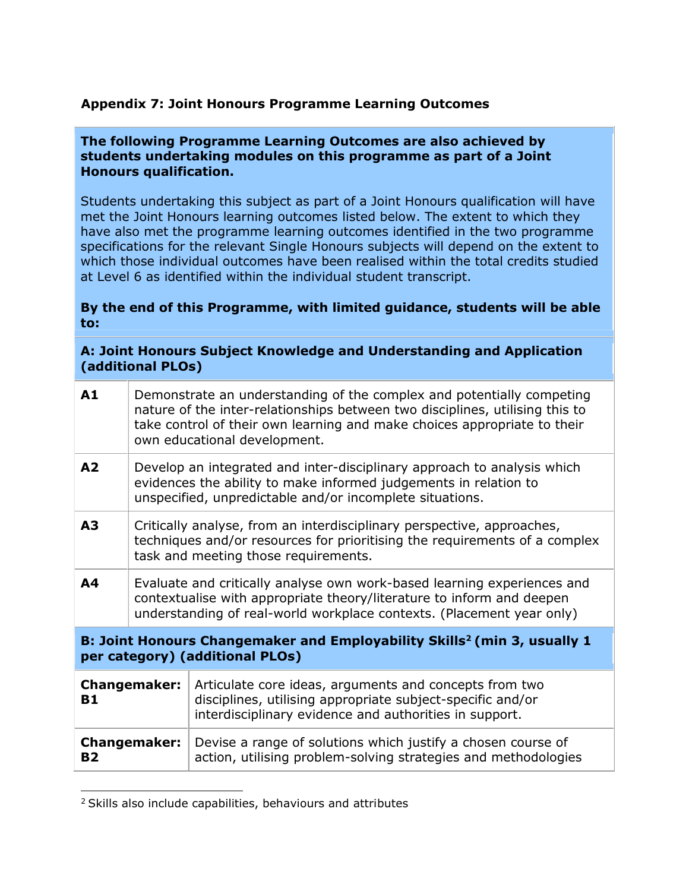**Appendix 7: Joint Honours Programme Learning Outcomes**

**The following Programme Learning Outcomes are also achieved by students undertaking modules on this programme as part of a Joint Honours qualification.**

Students undertaking this subject as part of a Joint Honours qualification will have met the Joint Honours learning outcomes listed below. The extent to which they have also met the programme learning outcomes identified in the two programme specifications for the relevant Single Honours subjects will depend on the extent to which those individual outcomes have been realised within the total credits studied at Level 6 as identified within the individual student transcript.

**By the end of this Programme, with limited guidance, students will be able to:**

| **A: Joint Honours Subject Knowledge and Understanding and Application (additional PLOs)** | |
|---|---|
| **A1** | Demonstrate an understanding of the complex and potentially competing nature of the inter-relationships between two disciplines, utilising this to take control of their own learning and make choices appropriate to their own educational development. |
| **A2** | Develop an integrated and inter-disciplinary approach to analysis which evidences the ability to make informed judgements in relation to unspecified, unpredictable and/or incomplete situations. |
| **A3** | Critically analyse, from an interdisciplinary perspective, approaches, techniques and/or resources for prioritising the requirements of a complex task and meeting those requirements. |
| **A4** | Evaluate and critically analyse own work-based learning experiences and contextualise with appropriate theory/literature to inform and deepen understanding of real-world workplace contexts. (Placement year only) |

| **B: Joint Honours Changemaker and Employability Skills[2] (min 3, usually 1 per category) (additional PLOs)** | |
|---|---|
| **Changemaker: B1** | Articulate core ideas, arguments and concepts from two disciplines, utilising appropriate subject-specific and/or interdisciplinary evidence and authorities in support. |
| **Changemaker: B2** | Devise a range of solutions which justify a chosen course of action, utilising problem-solving strategies and methodologies |

[2] Skills also include capabilities, behaviours and attributes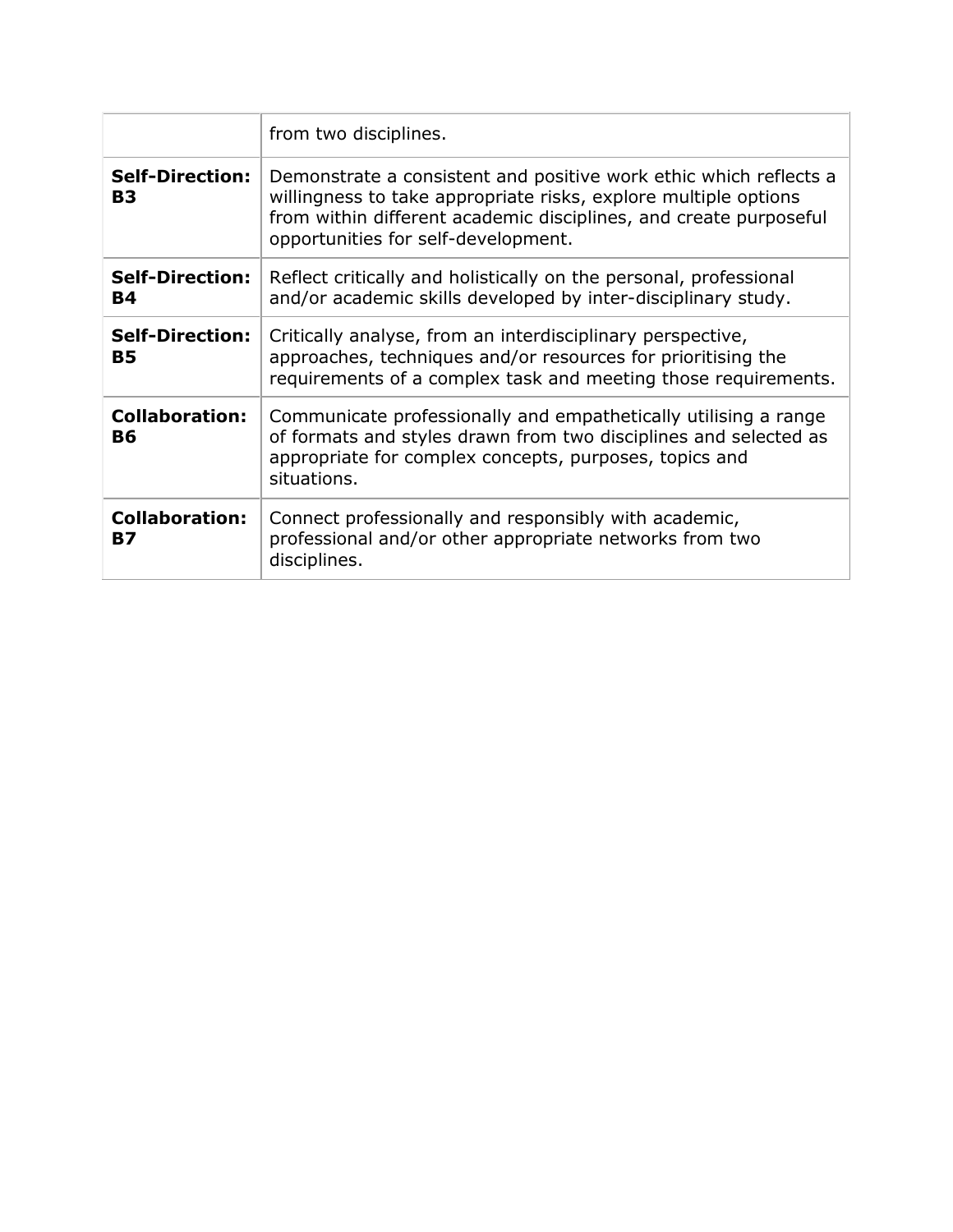| | |
|---|---|
| | from two disciplines. |
| **Self-Direction: B3** | Demonstrate a consistent and positive work ethic which reflects a willingness to take appropriate risks, explore multiple options from within different academic disciplines, and create purposeful opportunities for self-development. |
| **Self-Direction: B4** | Reflect critically and holistically on the personal, professional and/or academic skills developed by inter-disciplinary study. |
| **Self-Direction: B5** | Critically analyse, from an interdisciplinary perspective, approaches, techniques and/or resources for prioritising the requirements of a complex task and meeting those requirements. |
| **Collaboration: B6** | Communicate professionally and empathetically utilising a range of formats and styles drawn from two disciplines and selected as appropriate for complex concepts, purposes, topics and situations. |
| **Collaboration: B7** | Connect professionally and responsibly with academic, professional and/or other appropriate networks from two disciplines. |